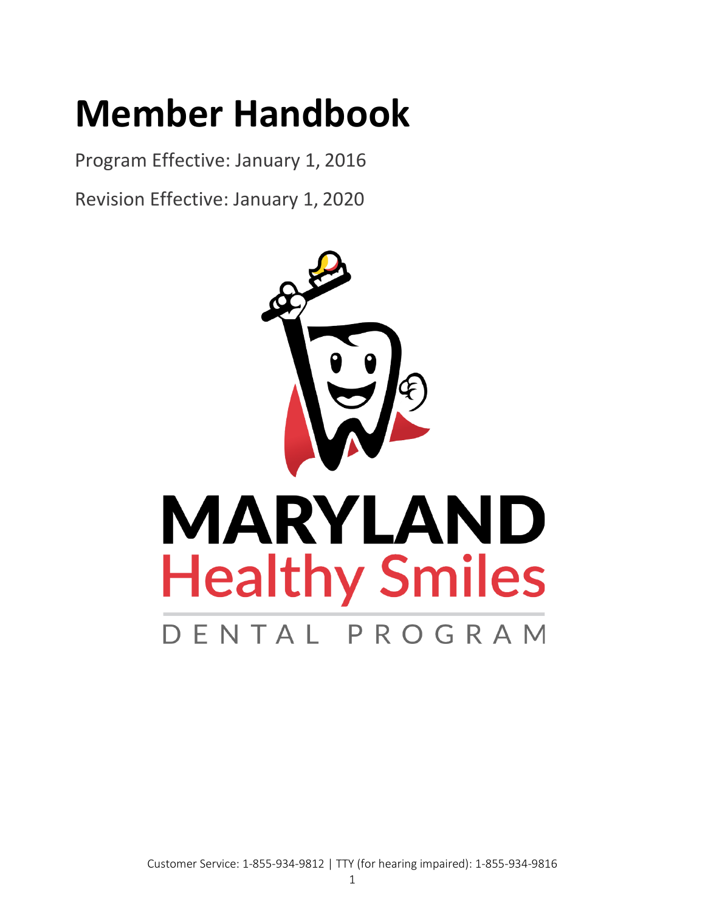# Member Handbook

Program Effective: January 1, 2016

Revision Effective: January 1, 2020

MARYLAND

Healthy Smiles

DENTAL PROGRAM

Customer Service: 1-855-934-9812 | TTY (for hearing impaired): 1-855-934-9816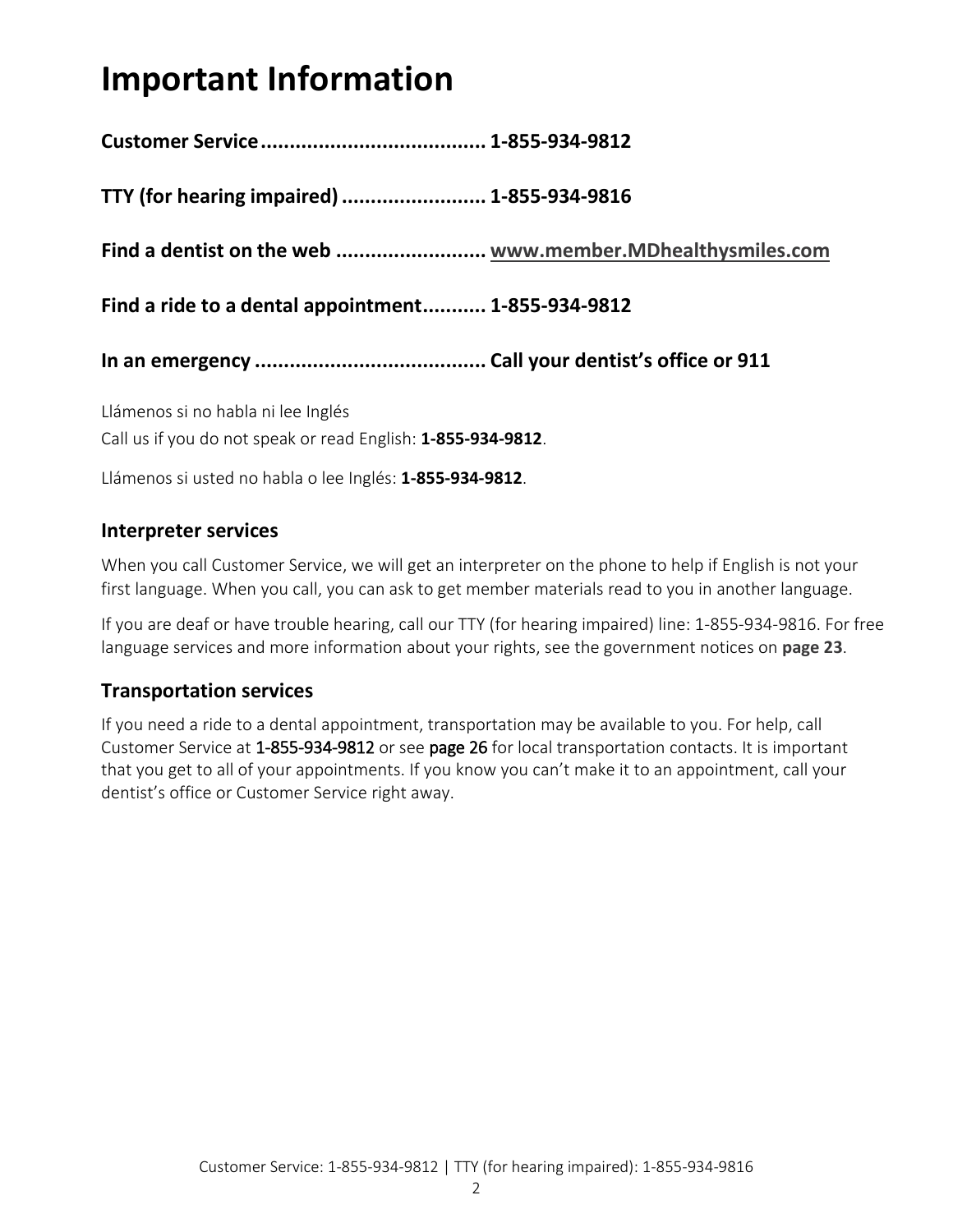# Important Information

**Customer Service....................................... 1-855-934-9812**

**TTY (for hearing impaired) ......................... 1-855-934-9816**

**Find a dentist on the web .......................... www.member.MDhealthysmiles.com**

**Find a ride to a dental appointment........... 1-855-934-9812**

**In an emergency ........................................ Call your dentist's office or 911**

Llámenos si no habla ni lee Inglés
Call us if you do not speak or read English: **1-855-934-9812**.

Llámenos si usted no habla o lee Inglés: **1-855-934-9812**.

### Interpreter services

When you call Customer Service, we will get an interpreter on the phone to help if English is not your first language. When you call, you can ask to get member materials read to you in another language.

If you are deaf or have trouble hearing, call our TTY (for hearing impaired) line: 1-855-934-9816. For free language services and more information about your rights, see the government notices on **page 23**.

### Transportation services

If you need a ride to a dental appointment, transportation may be available to you. For help, call Customer Service at 1-855-934-9812 or see page 26 for local transportation contacts. It is important that you get to all of your appointments. If you know you can't make it to an appointment, call your dentist's office or Customer Service right away.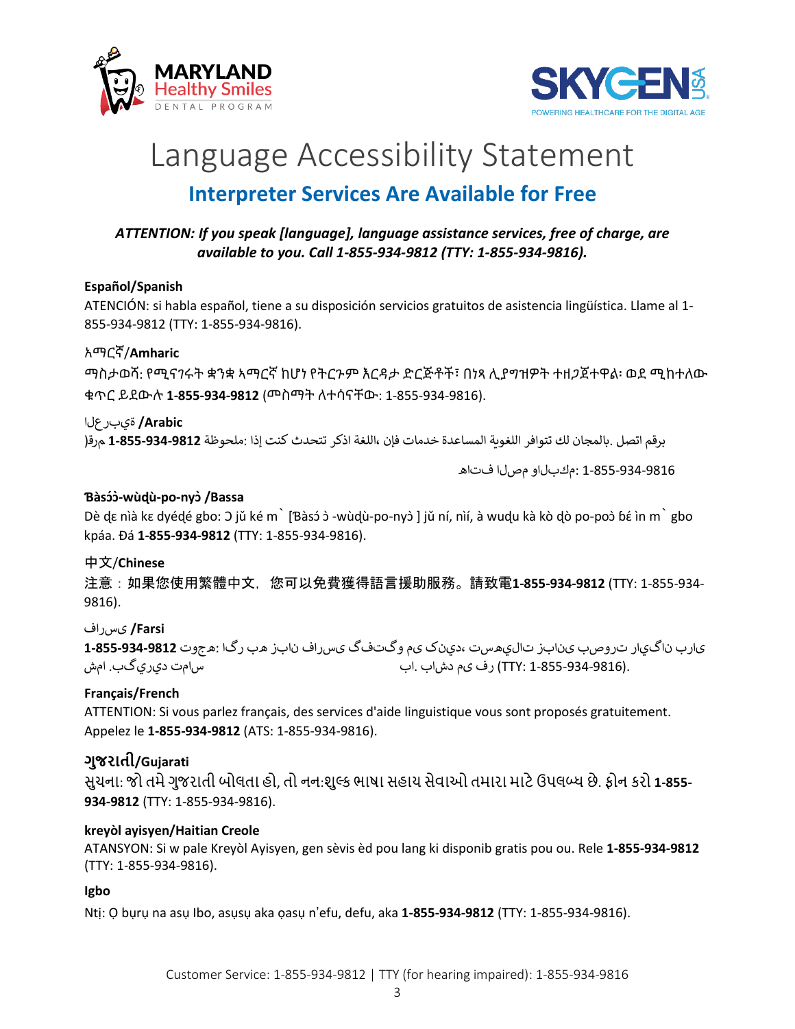# Language Accessibility Statement

## Interpreter Services Are Available for Free

***ATTENTION: If you speak [language], language assistance services, free of charge, are available to you. Call 1-855-934-9812 (TTY: 1-855-934-9816).***

**Español/Spanish**

ATENCIÓN: si habla español, tiene a su disposición servicios gratuitos de asistencia lingüística. Llame al 1-855-934-9812 (TTY: 1-855-934-9816).

አማርኛ/**Amharic**

ማስታወሻ: የሚናገሩት ቋንቋ ኣማርኛ ከሆነ የትርጉም እርዳታ ድርጅቶች፣ በነጻ ሊያግዝዎት ተዘጋጀተዋል፡ ወደ ሚከተለው ቁጥር ይደውሉ **1-855-934-9812** (መስማት ለተሳናቸው: 1-855-934-9816).

العربية **/Arabic**

ملحوظة: إذا كنت تتحدث فاذكر اللغة، فإن خدمات المساعدة اللغوية تتوافر لك بالمجان. اتصل برقم **1-855-934-9812** (رقم هاتف الصم والبكم: 1-855-934-9816

**Ɓàsɔ́ɔ̀-wùɖù-po-nyɔ̀ /Bassa**

Dè ɖɛ nìà kɛ dyéɖé gbo: Ɔ jǔ ké m̀ [Ɓàsɔ́ ɔ̀ -wùɖù-po-nyɔ̀ ] jǔ ní, nìí, à wuɖu kà kò ɖò po-poɔ̀ ɓɛ́ ìn m̀ gbo kpáa. Ɖá **1-855-934-9812** (TTY: 1-855-934-9816).

中文/**Chinese**

注意：如果您使用繁體中文，您可以免費獲得語言援助服務。請致電**1-855-934-9812** (TTY: 1-855-934-9816).

فارسی **/Farsi**

توجه: اگر به زبان فارسی گفتگو می کنید، تسهیلات زبانی بصورت رایگان برای شما فراهم می باشد. با **1-855-934-9812** (TTY: 1-855-934-9816) تماس بگیرید.

**Français/French**

ATTENTION: Si vous parlez français, des services d'aide linguistique vous sont proposés gratuitement. Appelez le **1-855-934-9812** (ATS: 1-855-934-9816).

**ગુજરાતી/Gujarati**

સુચના: જો તમે ગુજરાતી બોલતા હો, તો નિ:શુલ્ક ભાષા સહાય સેવાઓ તમારા માટે ઉપલબ્ધ છે. ફોન કરો **1-855-934-9812** (TTY: 1-855-934-9816).

**kreyòl ayisyen/Haitian Creole**

ATANSYON: Si w pale Kreyòl Ayisyen, gen sèvis èd pou lang ki disponib gratis pou ou. Rele **1-855-934-9812** (TTY: 1-855-934-9816).

**Igbo**

Ntị: Ọ bụrụ na asụ Ibo, asụsụ aka ọasụ n'efu, defu, aka **1-855-934-9812** (TTY: 1-855-934-9816).

Customer Service: 1-855-934-9812 | TTY (for hearing impaired): 1-855-934-9816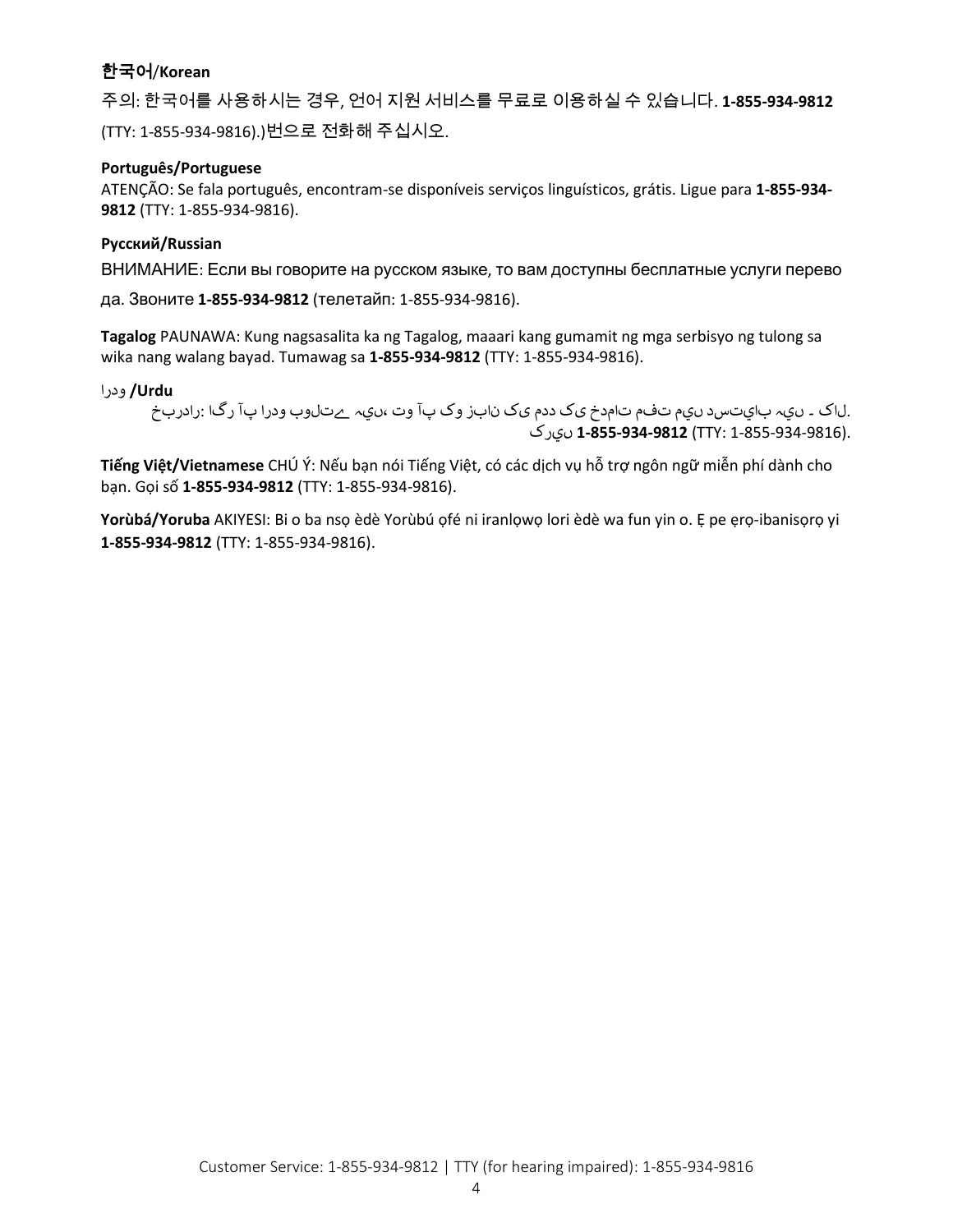**한국어/Korean**

주의: 한국어를 사용하시는 경우, 언어 지원 서비스를 무료로 이용하실 수 있습니다. **1-855-934-9812** (TTY: 1-855-934-9816).)번으로 전화해 주십시오.

**Português/Portuguese**

ATENÇÃO: Se fala português, encontram-se disponíveis serviços linguísticos, grátis. Ligue para **1-855-934-9812** (TTY: 1-855-934-9816).

**Русский/Russian**

ВНИМАНИЕ: Если вы говорите на русском языке, то вам доступны бесплатные услуги перевода. Звоните **1-855-934-9812** (телетайп: 1-855-934-9816).

**Tagalog** PAUNAWA: Kung nagsasalita ka ng Tagalog, maaari kang gumamit ng mga serbisyo ng tulong sa wika nang walang bayad. Tumawag sa **1-855-934-9812** (TTY: 1-855-934-9816).

**اردو /Urdu**

خبردار: اگر آپ اردو بولتے ہیں، تو آپ کو زبان کی مدد کی خدمات مفت میں دستیاب ہیں ۔ کال کریں **1-855-934-9812** (TTY: 1-855-934-9816).

**Tiếng Việt/Vietnamese** CHÚ Ý: Nếu bạn nói Tiếng Việt, có các dịch vụ hỗ trợ ngôn ngữ miễn phí dành cho bạn. Gọi số **1-855-934-9812** (TTY: 1-855-934-9816).

**Yorùbá/Yoruba** AKIYESI: Bi o ba nsọ èdè Yorùbú ọfé ni iranlọwọ lori èdè wa fun yin o. Ẹ pe ẹrọ-ibanisọrọ yi **1-855-934-9812** (TTY: 1-855-934-9816).

Customer Service: 1-855-934-9812 | TTY (for hearing impaired): 1-855-934-9816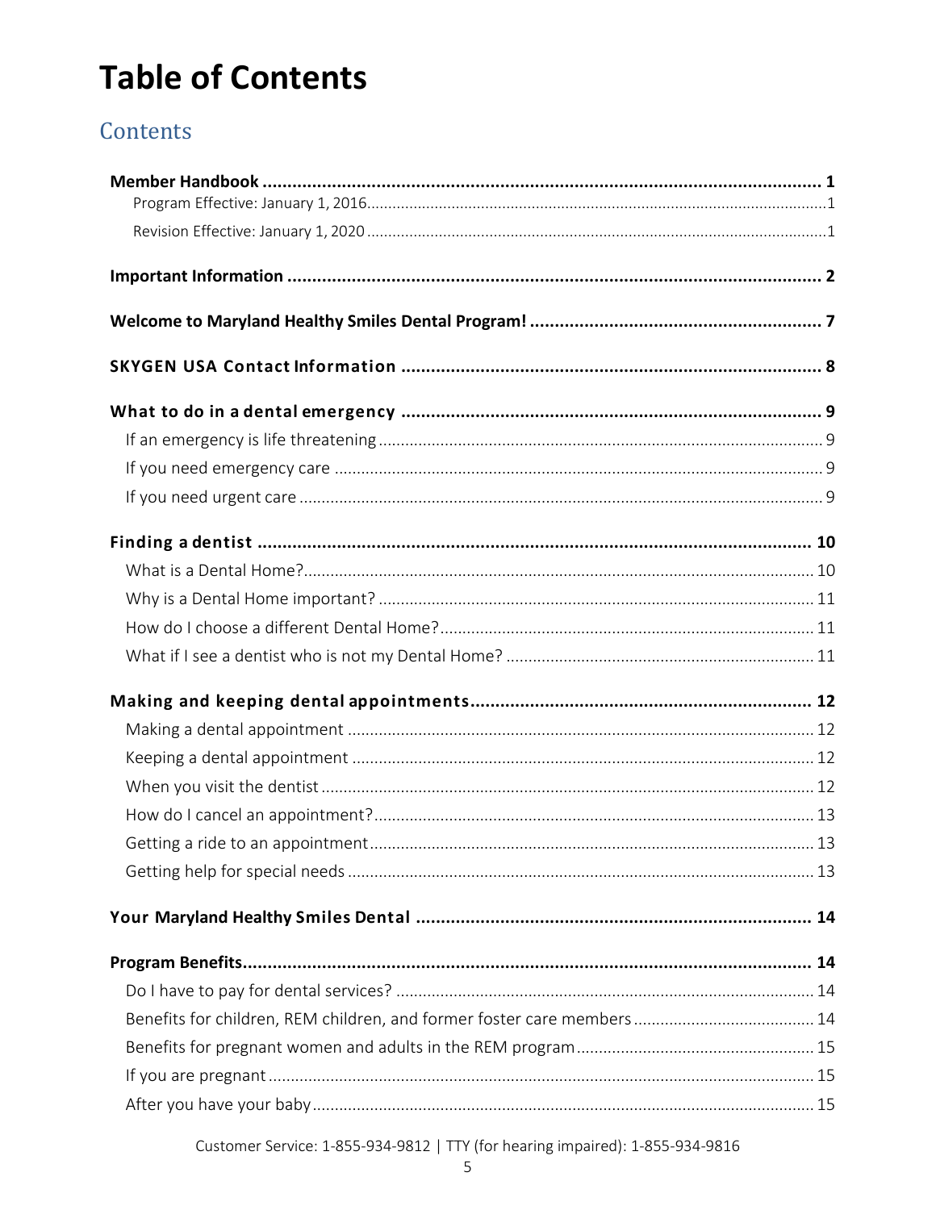# Table of Contents

## Contents

**Member Handbook** ............ **1**
- Program Effective: January 1, 2016 ............ 1
- Revision Effective: January 1, 2020 ............ 1

**Important Information** ............ **2**

**Welcome to Maryland Healthy Smiles Dental Program!** ............ **7**

**SKYGEN USA Contact Information** ............ **8**

**What to do in a dental emergency** ............ **9**
- If an emergency is life threatening ............ 9
- If you need emergency care ............ 9
- If you need urgent care ............ 9

**Finding a dentist** ............ **10**
- What is a Dental Home? ............ 10
- Why is a Dental Home important? ............ 11
- How do I choose a different Dental Home? ............ 11
- What if I see a dentist who is not my Dental Home? ............ 11

**Making and keeping dental appointments** ............ **12**
- Making a dental appointment ............ 12
- Keeping a dental appointment ............ 12
- When you visit the dentist ............ 12
- How do I cancel an appointment? ............ 13
- Getting a ride to an appointment ............ 13
- Getting help for special needs ............ 13

**Your Maryland Healthy Smiles Dental** ............ **14**

**Program Benefits** ............ **14**
- Do I have to pay for dental services? ............ 14
- Benefits for children, REM children, and former foster care members ............ 14
- Benefits for pregnant women and adults in the REM program ............ 15
- If you are pregnant ............ 15
- After you have your baby ............ 15

Customer Service: 1-855-934-9812 | TTY (for hearing impaired): 1-855-934-9816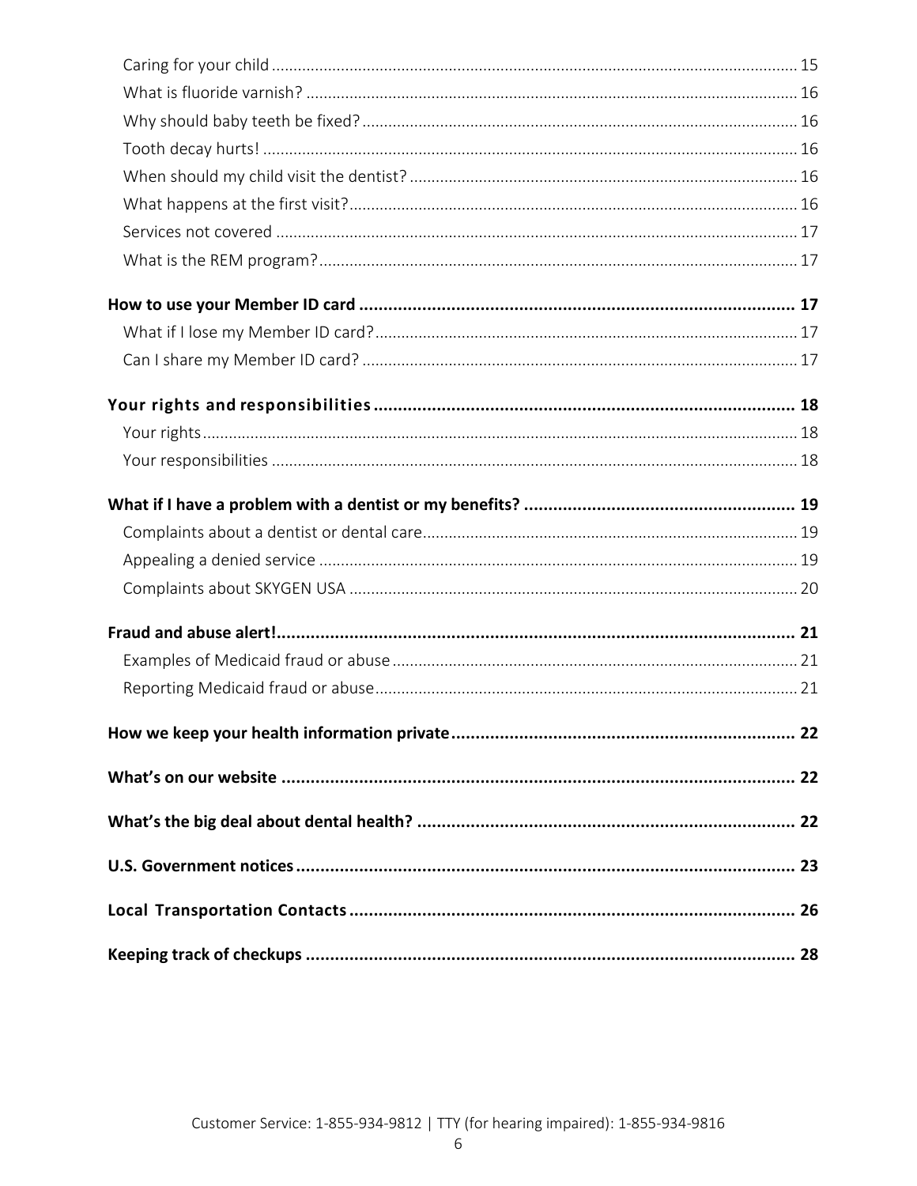Caring for your child ... 15
What is fluoride varnish? ... 16
Why should baby teeth be fixed? ... 16
Tooth decay hurts! ... 16
When should my child visit the dentist? ... 16
What happens at the first visit? ... 16
Services not covered ... 17
What is the REM program? ... 17

**How to use your Member ID card ... 17**
What if I lose my Member ID card? ... 17
Can I share my Member ID card? ... 17

**Your rights and responsibilities ... 18**
Your rights ... 18
Your responsibilities ... 18

**What if I have a problem with a dentist or my benefits? ... 19**
Complaints about a dentist or dental care ... 19
Appealing a denied service ... 19
Complaints about SKYGEN USA ... 20

**Fraud and abuse alert! ... 21**
Examples of Medicaid fraud or abuse ... 21
Reporting Medicaid fraud or abuse ... 21

**How we keep your health information private ... 22**

**What's on our website ... 22**

**What's the big deal about dental health? ... 22**

**U.S. Government notices ... 23**

**Local Transportation Contacts ... 26**

**Keeping track of checkups ... 28**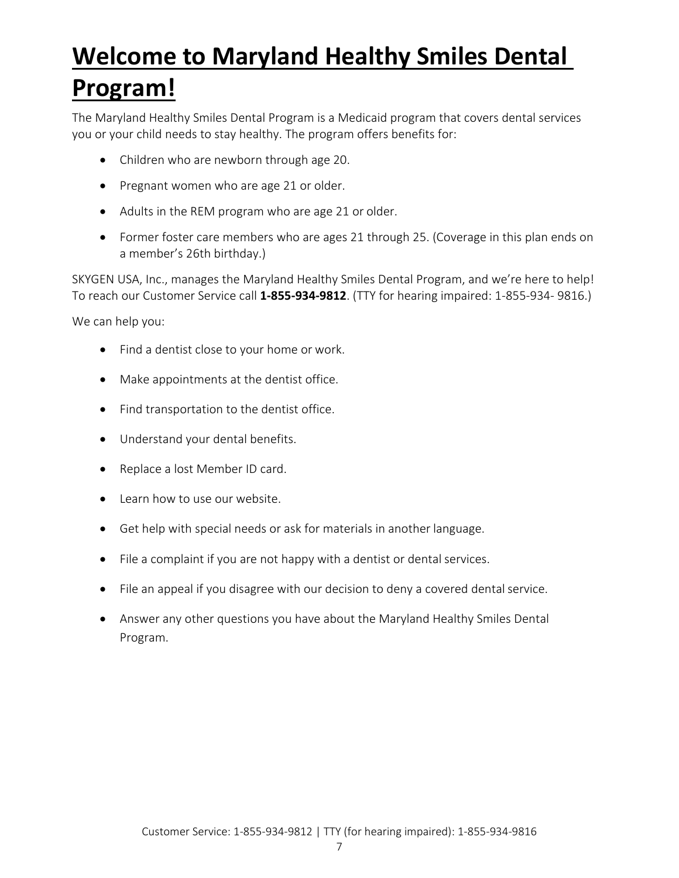# Welcome to Maryland Healthy Smiles Dental Program!

The Maryland Healthy Smiles Dental Program is a Medicaid program that covers dental services you or your child needs to stay healthy. The program offers benefits for:

- Children who are newborn through age 20.
- Pregnant women who are age 21 or older.
- Adults in the REM program who are age 21 or older.
- Former foster care members who are ages 21 through 25. (Coverage in this plan ends on a member's 26th birthday.)

SKYGEN USA, Inc., manages the Maryland Healthy Smiles Dental Program, and we're here to help! To reach our Customer Service call **1-855-934-9812**. (TTY for hearing impaired: 1-855-934- 9816.)

We can help you:

- Find a dentist close to your home or work.
- Make appointments at the dentist office.
- Find transportation to the dentist office.
- Understand your dental benefits.
- Replace a lost Member ID card.
- Learn how to use our website.
- Get help with special needs or ask for materials in another language.
- File a complaint if you are not happy with a dentist or dental services.
- File an appeal if you disagree with our decision to deny a covered dental service.
- Answer any other questions you have about the Maryland Healthy Smiles Dental Program.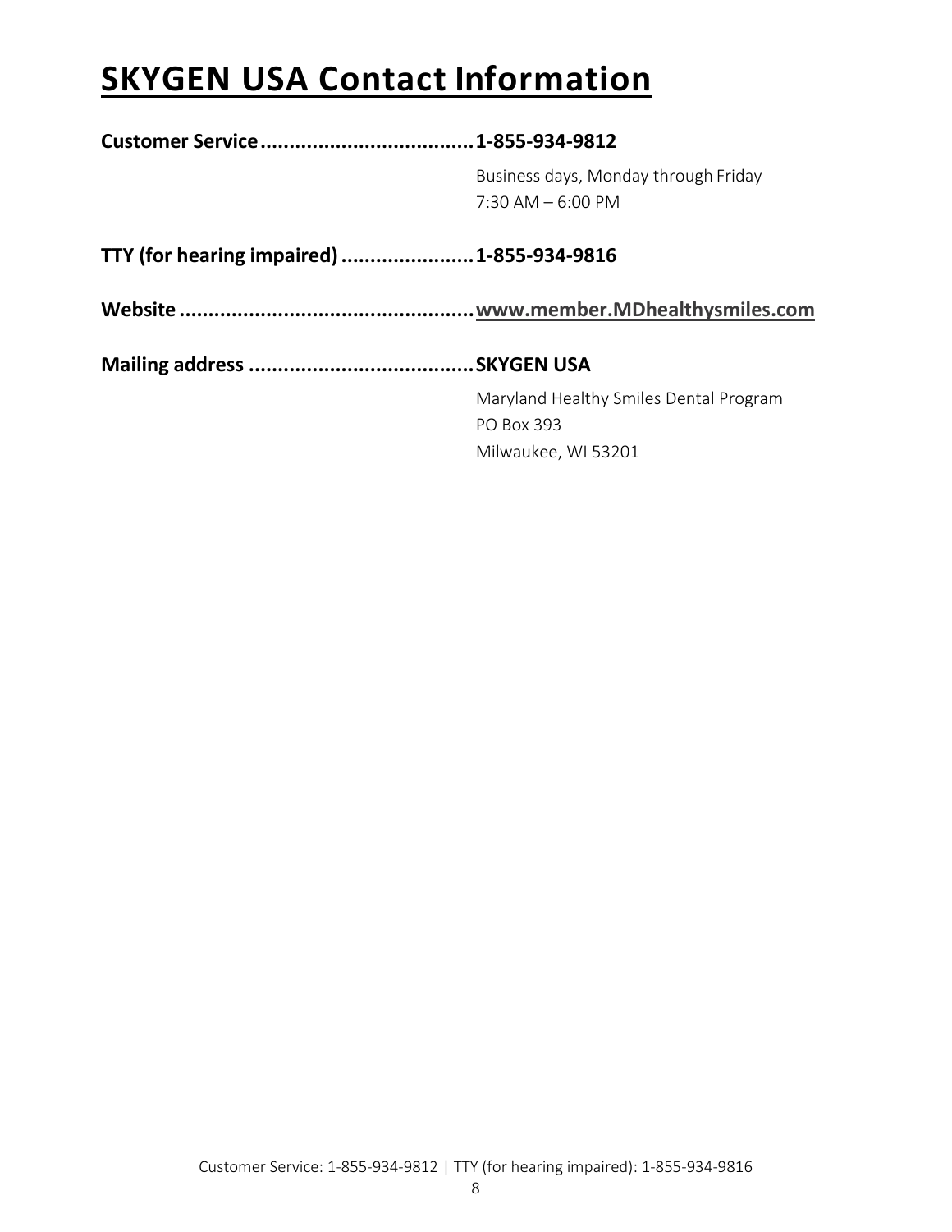# SKYGEN USA Contact Information

**Customer Service**..................................... **1-855-934-9812**

Business days, Monday through Friday
7:30 AM – 6:00 PM

**TTY (for hearing impaired)**....................... **1-855-934-9816**

**Website**.................................................. **www.member.MDhealthysmiles.com**

**Mailing address**....................................... **SKYGEN USA**

Maryland Healthy Smiles Dental Program
PO Box 393
Milwaukee, WI 53201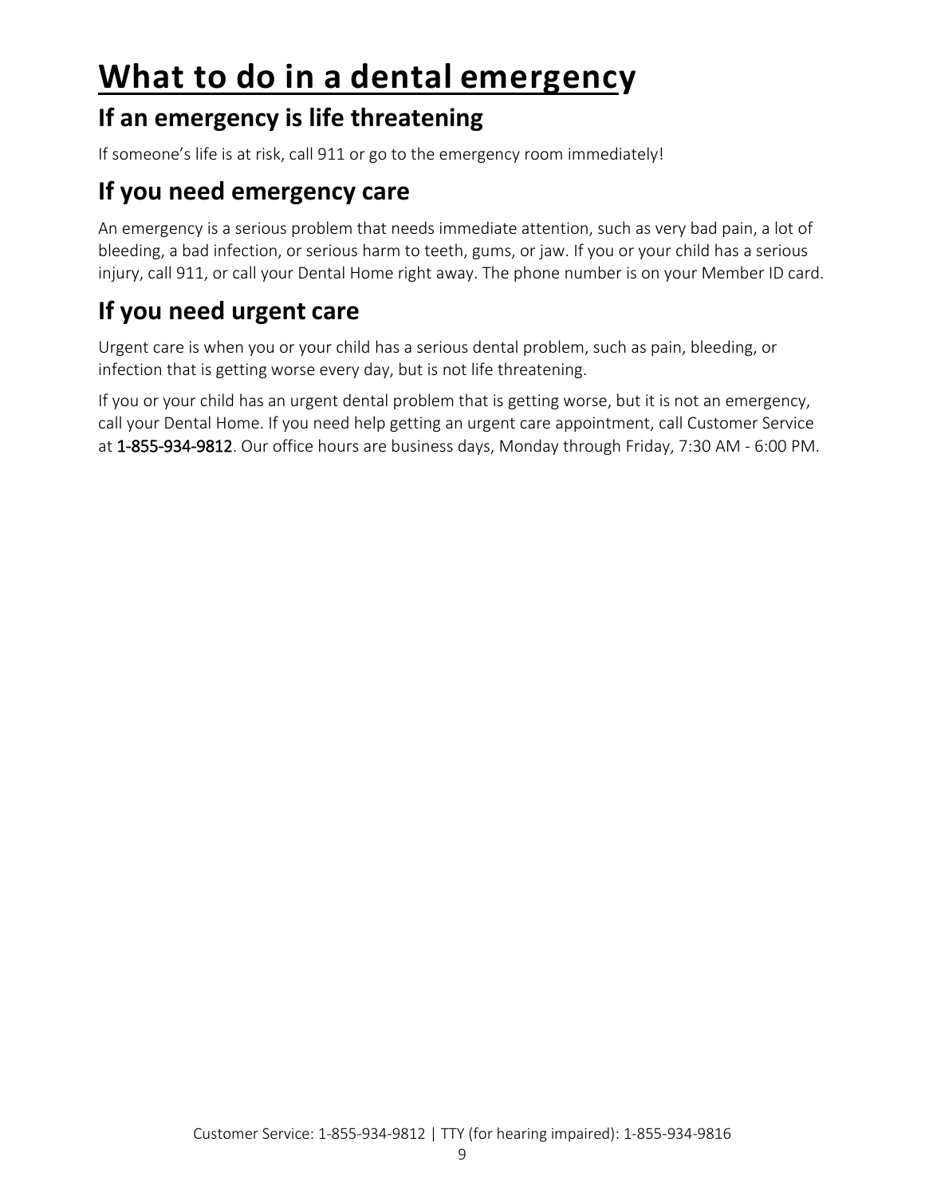# What to do in a dental emergency

## If an emergency is life threatening

If someone's life is at risk, call 911 or go to the emergency room immediately!

## If you need emergency care

An emergency is a serious problem that needs immediate attention, such as very bad pain, a lot of bleeding, a bad infection, or serious harm to teeth, gums, or jaw. If you or your child has a serious injury, call 911, or call your Dental Home right away. The phone number is on your Member ID card.

## If you need urgent care

Urgent care is when you or your child has a serious dental problem, such as pain, bleeding, or infection that is getting worse every day, but is not life threatening.

If you or your child has an urgent dental problem that is getting worse, but it is not an emergency, call your Dental Home. If you need help getting an urgent care appointment, call Customer Service at 1-855-934-9812. Our office hours are business days, Monday through Friday, 7:30 AM - 6:00 PM.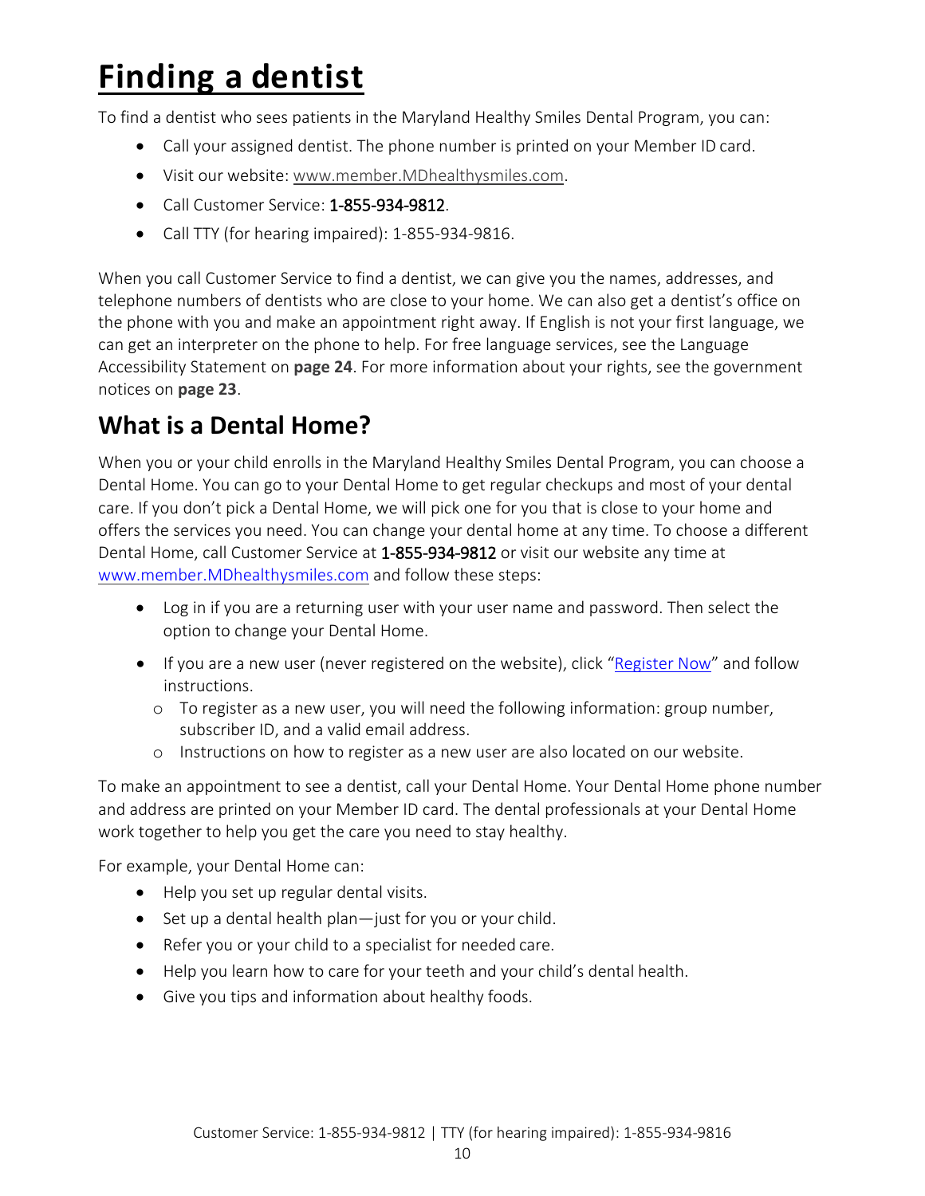# Finding a dentist

To find a dentist who sees patients in the Maryland Healthy Smiles Dental Program, you can:

- Call your assigned dentist. The phone number is printed on your Member ID card.
- Visit our website: www.member.MDhealthysmiles.com.
- Call Customer Service: 1-855-934-9812.
- Call TTY (for hearing impaired): 1-855-934-9816.

When you call Customer Service to find a dentist, we can give you the names, addresses, and telephone numbers of dentists who are close to your home. We can also get a dentist's office on the phone with you and make an appointment right away. If English is not your first language, we can get an interpreter on the phone to help. For free language services, see the Language Accessibility Statement on **page 24**. For more information about your rights, see the government notices on **page 23**.

## What is a Dental Home?

When you or your child enrolls in the Maryland Healthy Smiles Dental Program, you can choose a Dental Home. You can go to your Dental Home to get regular checkups and most of your dental care. If you don't pick a Dental Home, we will pick one for you that is close to your home and offers the services you need. You can change your dental home at any time. To choose a different Dental Home, call Customer Service at 1-855-934-9812 or visit our website any time at www.member.MDhealthysmiles.com and follow these steps:

- Log in if you are a returning user with your user name and password. Then select the option to change your Dental Home.
- If you are a new user (never registered on the website), click "Register Now" and follow instructions.
  - To register as a new user, you will need the following information: group number, subscriber ID, and a valid email address.
  - Instructions on how to register as a new user are also located on our website.

To make an appointment to see a dentist, call your Dental Home. Your Dental Home phone number and address are printed on your Member ID card. The dental professionals at your Dental Home work together to help you get the care you need to stay healthy.

For example, your Dental Home can:

- Help you set up regular dental visits.
- Set up a dental health plan—just for you or your child.
- Refer you or your child to a specialist for needed care.
- Help you learn how to care for your teeth and your child's dental health.
- Give you tips and information about healthy foods.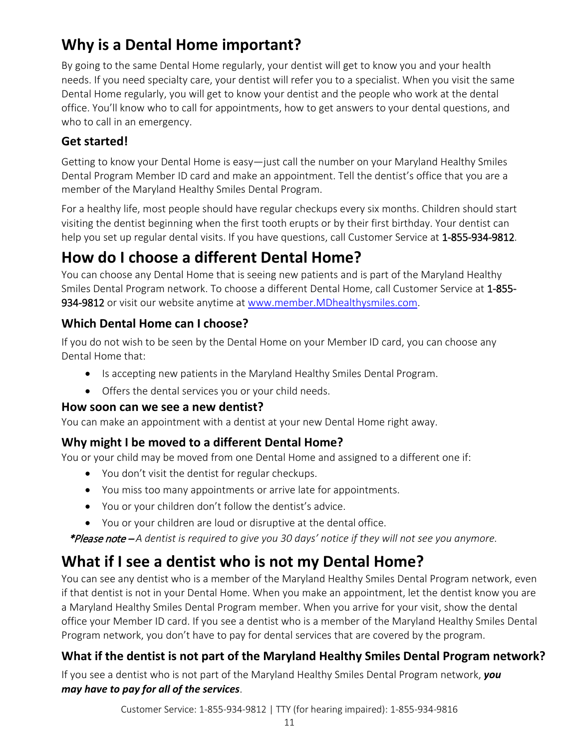# Why is a Dental Home important?

By going to the same Dental Home regularly, your dentist will get to know you and your health needs. If you need specialty care, your dentist will refer you to a specialist. When you visit the same Dental Home regularly, you will get to know your dentist and the people who work at the dental office. You'll know who to call for appointments, how to get answers to your dental questions, and who to call in an emergency.

## Get started!

Getting to know your Dental Home is easy—just call the number on your Maryland Healthy Smiles Dental Program Member ID card and make an appointment. Tell the dentist's office that you are a member of the Maryland Healthy Smiles Dental Program.

For a healthy life, most people should have regular checkups every six months. Children should start visiting the dentist beginning when the first tooth erupts or by their first birthday. Your dentist can help you set up regular dental visits. If you have questions, call Customer Service at 1-855-934-9812.

# How do I choose a different Dental Home?

You can choose any Dental Home that is seeing new patients and is part of the Maryland Healthy Smiles Dental Program network. To choose a different Dental Home, call Customer Service at 1-855-934-9812 or visit our website anytime at [www.member.MDhealthysmiles.com](www.member.MDhealthysmiles.com).

## Which Dental Home can I choose?

If you do not wish to be seen by the Dental Home on your Member ID card, you can choose any Dental Home that:

- Is accepting new patients in the Maryland Healthy Smiles Dental Program.
- Offers the dental services you or your child needs.

## How soon can we see a new dentist?

You can make an appointment with a dentist at your new Dental Home right away.

## Why might I be moved to a different Dental Home?

You or your child may be moved from one Dental Home and assigned to a different one if:

- You don't visit the dentist for regular checkups.
- You miss too many appointments or arrive late for appointments.
- You or your children don't follow the dentist's advice.
- You or your children are loud or disruptive at the dental office.

*\*Please note – A dentist is required to give you 30 days' notice if they will not see you anymore.*

# What if I see a dentist who is not my Dental Home?

You can see any dentist who is a member of the Maryland Healthy Smiles Dental Program network, even if that dentist is not in your Dental Home. When you make an appointment, let the dentist know you are a Maryland Healthy Smiles Dental Program member. When you arrive for your visit, show the dental office your Member ID card. If you see a dentist who is a member of the Maryland Healthy Smiles Dental Program network, you don't have to pay for dental services that are covered by the program.

## What if the dentist is not part of the Maryland Healthy Smiles Dental Program network?

If you see a dentist who is not part of the Maryland Healthy Smiles Dental Program network, ***you may have to pay for all of the services***.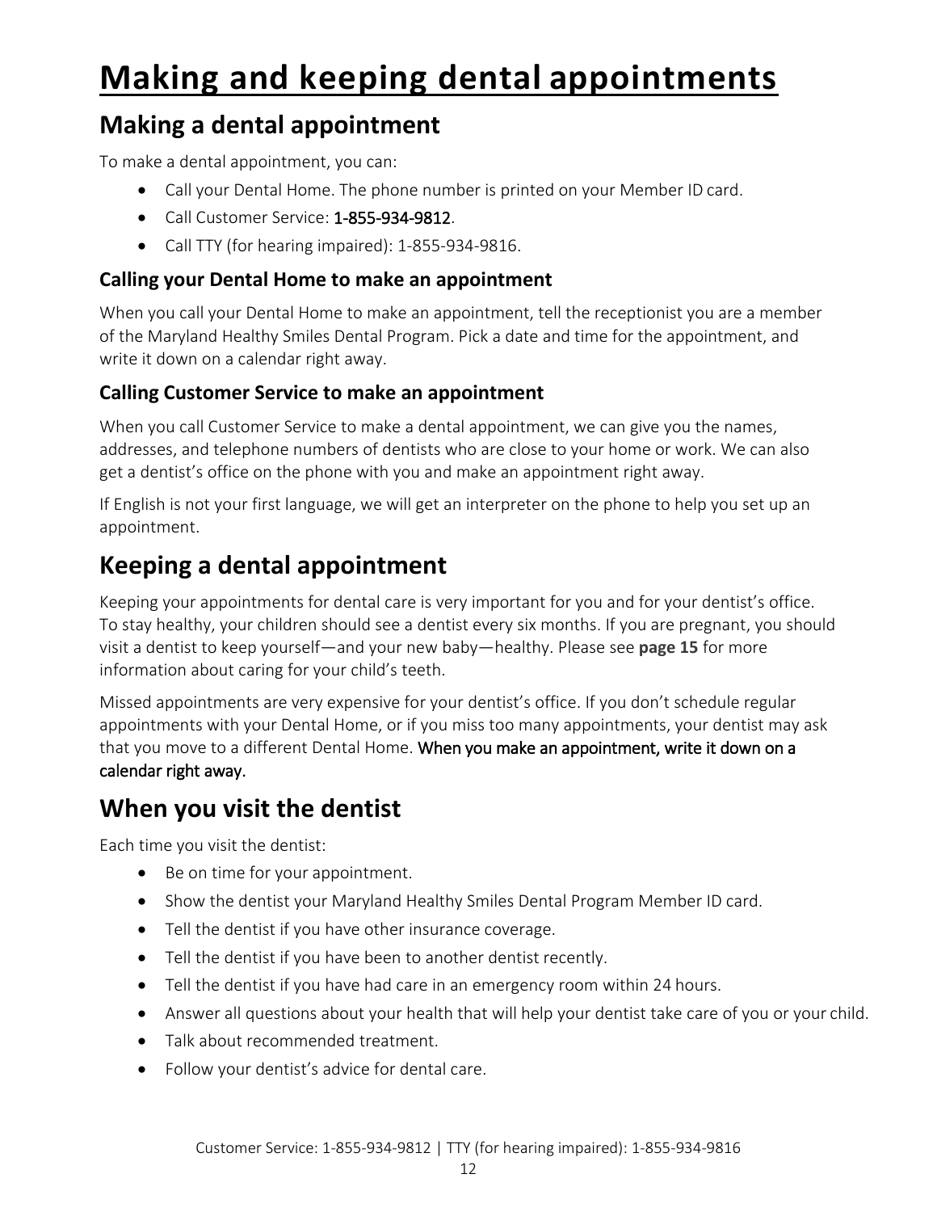# Making and keeping dental appointments

## Making a dental appointment

To make a dental appointment, you can:

- Call your Dental Home. The phone number is printed on your Member ID card.
- Call Customer Service: 1-855-934-9812.
- Call TTY (for hearing impaired): 1-855-934-9816.

### Calling your Dental Home to make an appointment

When you call your Dental Home to make an appointment, tell the receptionist you are a member of the Maryland Healthy Smiles Dental Program. Pick a date and time for the appointment, and write it down on a calendar right away.

### Calling Customer Service to make an appointment

When you call Customer Service to make a dental appointment, we can give you the names, addresses, and telephone numbers of dentists who are close to your home or work. We can also get a dentist's office on the phone with you and make an appointment right away.

If English is not your first language, we will get an interpreter on the phone to help you set up an appointment.

## Keeping a dental appointment

Keeping your appointments for dental care is very important for you and for your dentist's office. To stay healthy, your children should see a dentist every six months. If you are pregnant, you should visit a dentist to keep yourself—and your new baby—healthy. Please see **page 15** for more information about caring for your child's teeth.

Missed appointments are very expensive for your dentist's office. If you don't schedule regular appointments with your Dental Home, or if you miss too many appointments, your dentist may ask that you move to a different Dental Home. When you make an appointment, write it down on a calendar right away.

## When you visit the dentist

Each time you visit the dentist:

- Be on time for your appointment.
- Show the dentist your Maryland Healthy Smiles Dental Program Member ID card.
- Tell the dentist if you have other insurance coverage.
- Tell the dentist if you have been to another dentist recently.
- Tell the dentist if you have had care in an emergency room within 24 hours.
- Answer all questions about your health that will help your dentist take care of you or your child.
- Talk about recommended treatment.
- Follow your dentist's advice for dental care.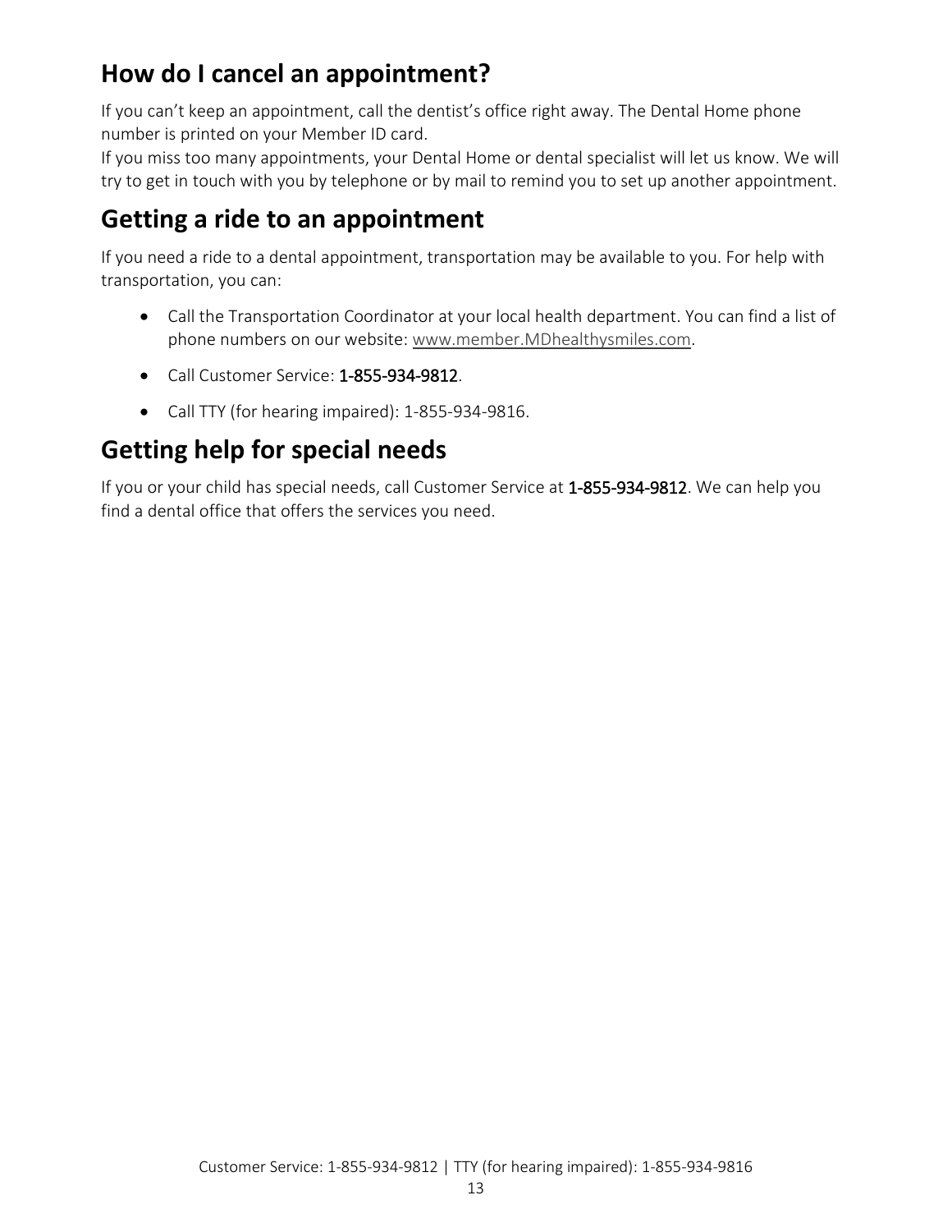## How do I cancel an appointment?

If you can't keep an appointment, call the dentist's office right away. The Dental Home phone number is printed on your Member ID card.
If you miss too many appointments, your Dental Home or dental specialist will let us know. We will try to get in touch with you by telephone or by mail to remind you to set up another appointment.

## Getting a ride to an appointment

If you need a ride to a dental appointment, transportation may be available to you. For help with transportation, you can:

- Call the Transportation Coordinator at your local health department. You can find a list of phone numbers on our website: www.member.MDhealthysmiles.com.
- Call Customer Service: 1-855-934-9812.
- Call TTY (for hearing impaired): 1-855-934-9816.

## Getting help for special needs

If you or your child has special needs, call Customer Service at 1-855-934-9812. We can help you find a dental office that offers the services you need.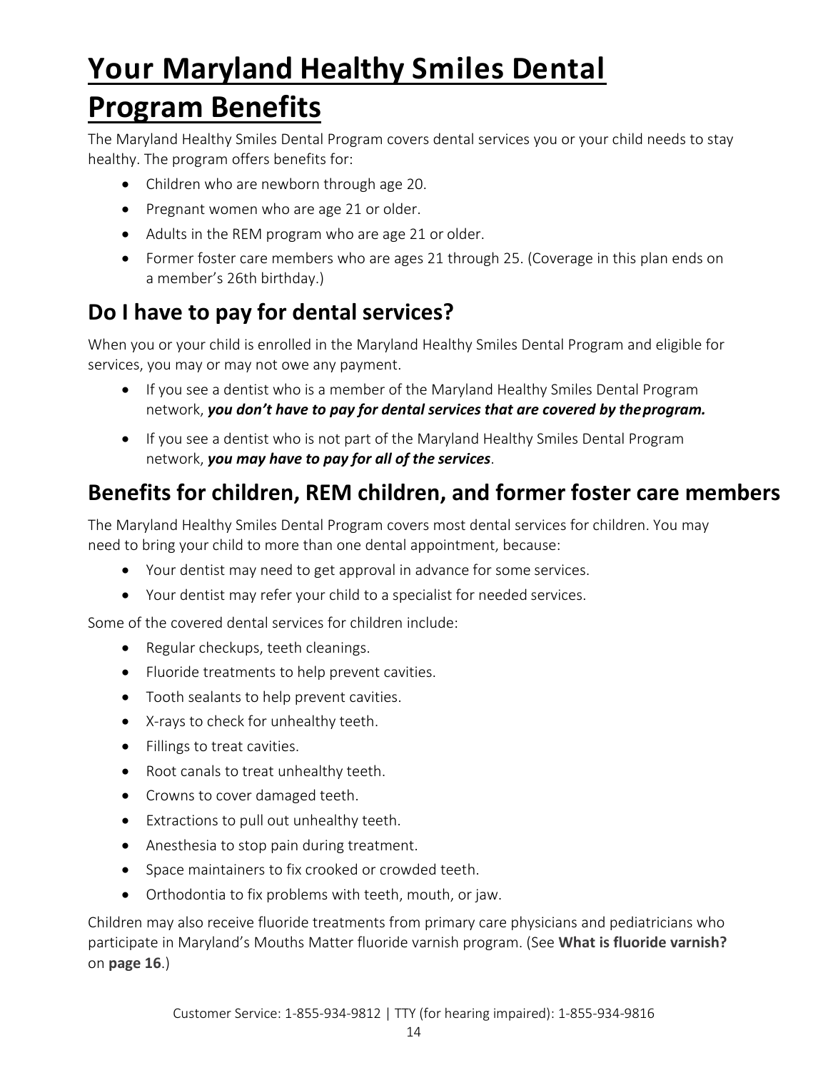# Your Maryland Healthy Smiles Dental Program Benefits

The Maryland Healthy Smiles Dental Program covers dental services you or your child needs to stay healthy. The program offers benefits for:

- Children who are newborn through age 20.
- Pregnant women who are age 21 or older.
- Adults in the REM program who are age 21 or older.
- Former foster care members who are ages 21 through 25. (Coverage in this plan ends on a member's 26th birthday.)

## Do I have to pay for dental services?

When you or your child is enrolled in the Maryland Healthy Smiles Dental Program and eligible for services, you may or may not owe any payment.

- If you see a dentist who is a member of the Maryland Healthy Smiles Dental Program network, ***you don't have to pay for dental services that are covered by the program.***
- If you see a dentist who is not part of the Maryland Healthy Smiles Dental Program network, ***you may have to pay for all of the services***.

## Benefits for children, REM children, and former foster care members

The Maryland Healthy Smiles Dental Program covers most dental services for children. You may need to bring your child to more than one dental appointment, because:

- Your dentist may need to get approval in advance for some services.
- Your dentist may refer your child to a specialist for needed services.

Some of the covered dental services for children include:

- Regular checkups, teeth cleanings.
- Fluoride treatments to help prevent cavities.
- Tooth sealants to help prevent cavities.
- X-rays to check for unhealthy teeth.
- Fillings to treat cavities.
- Root canals to treat unhealthy teeth.
- Crowns to cover damaged teeth.
- Extractions to pull out unhealthy teeth.
- Anesthesia to stop pain during treatment.
- Space maintainers to fix crooked or crowded teeth.
- Orthodontia to fix problems with teeth, mouth, or jaw.

Children may also receive fluoride treatments from primary care physicians and pediatricians who participate in Maryland's Mouths Matter fluoride varnish program. (See **What is fluoride varnish?** on **page 16**.)

Customer Service: 1-855-934-9812 | TTY (for hearing impaired): 1-855-934-9816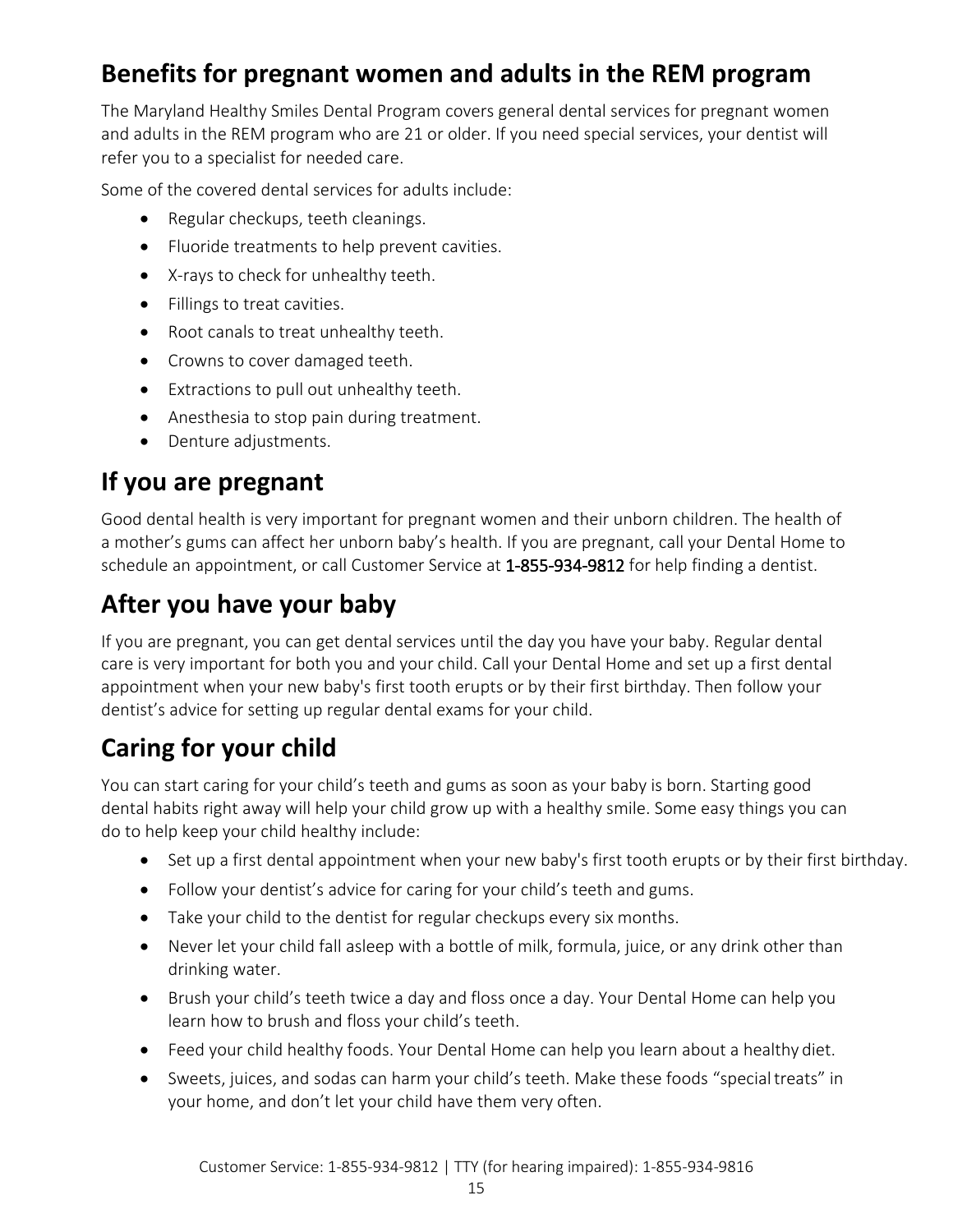## Benefits for pregnant women and adults in the REM program

The Maryland Healthy Smiles Dental Program covers general dental services for pregnant women and adults in the REM program who are 21 or older. If you need special services, your dentist will refer you to a specialist for needed care.

Some of the covered dental services for adults include:

- Regular checkups, teeth cleanings.
- Fluoride treatments to help prevent cavities.
- X-rays to check for unhealthy teeth.
- Fillings to treat cavities.
- Root canals to treat unhealthy teeth.
- Crowns to cover damaged teeth.
- Extractions to pull out unhealthy teeth.
- Anesthesia to stop pain during treatment.
- Denture adjustments.

## If you are pregnant

Good dental health is very important for pregnant women and their unborn children. The health of a mother's gums can affect her unborn baby's health. If you are pregnant, call your Dental Home to schedule an appointment, or call Customer Service at 1-855-934-9812 for help finding a dentist.

## After you have your baby

If you are pregnant, you can get dental services until the day you have your baby. Regular dental care is very important for both you and your child. Call your Dental Home and set up a first dental appointment when your new baby's first tooth erupts or by their first birthday. Then follow your dentist's advice for setting up regular dental exams for your child.

## Caring for your child

You can start caring for your child's teeth and gums as soon as your baby is born. Starting good dental habits right away will help your child grow up with a healthy smile. Some easy things you can do to help keep your child healthy include:

- Set up a first dental appointment when your new baby's first tooth erupts or by their first birthday.
- Follow your dentist's advice for caring for your child's teeth and gums.
- Take your child to the dentist for regular checkups every six months.
- Never let your child fall asleep with a bottle of milk, formula, juice, or any drink other than drinking water.
- Brush your child's teeth twice a day and floss once a day. Your Dental Home can help you learn how to brush and floss your child's teeth.
- Feed your child healthy foods. Your Dental Home can help you learn about a healthy diet.
- Sweets, juices, and sodas can harm your child's teeth. Make these foods "special treats" in your home, and don't let your child have them very often.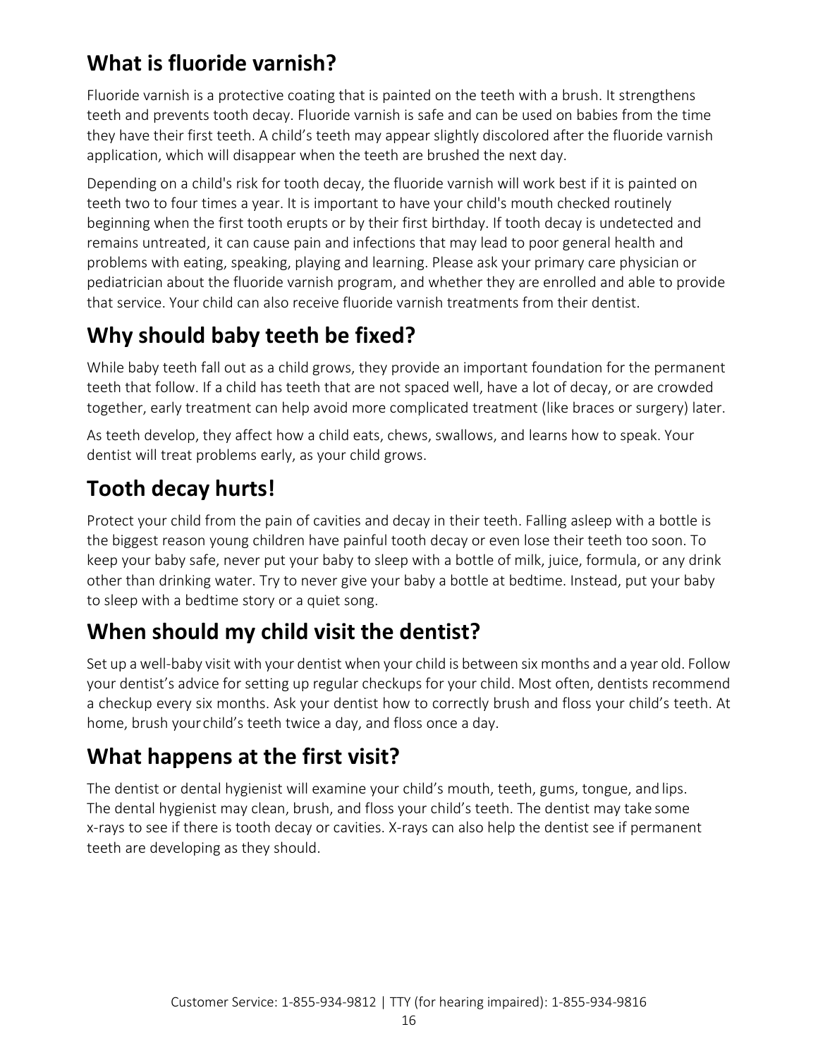## What is fluoride varnish?

Fluoride varnish is a protective coating that is painted on the teeth with a brush. It strengthens teeth and prevents tooth decay. Fluoride varnish is safe and can be used on babies from the time they have their first teeth. A child's teeth may appear slightly discolored after the fluoride varnish application, which will disappear when the teeth are brushed the next day.

Depending on a child's risk for tooth decay, the fluoride varnish will work best if it is painted on teeth two to four times a year. It is important to have your child's mouth checked routinely beginning when the first tooth erupts or by their first birthday. If tooth decay is undetected and remains untreated, it can cause pain and infections that may lead to poor general health and problems with eating, speaking, playing and learning. Please ask your primary care physician or pediatrician about the fluoride varnish program, and whether they are enrolled and able to provide that service. Your child can also receive fluoride varnish treatments from their dentist.

## Why should baby teeth be fixed?

While baby teeth fall out as a child grows, they provide an important foundation for the permanent teeth that follow. If a child has teeth that are not spaced well, have a lot of decay, or are crowded together, early treatment can help avoid more complicated treatment (like braces or surgery) later.

As teeth develop, they affect how a child eats, chews, swallows, and learns how to speak. Your dentist will treat problems early, as your child grows.

## Tooth decay hurts!

Protect your child from the pain of cavities and decay in their teeth. Falling asleep with a bottle is the biggest reason young children have painful tooth decay or even lose their teeth too soon. To keep your baby safe, never put your baby to sleep with a bottle of milk, juice, formula, or any drink other than drinking water. Try to never give your baby a bottle at bedtime. Instead, put your baby to sleep with a bedtime story or a quiet song.

## When should my child visit the dentist?

Set up a well-baby visit with your dentist when your child is between six months and a year old. Follow your dentist's advice for setting up regular checkups for your child. Most often, dentists recommend a checkup every six months. Ask your dentist how to correctly brush and floss your child's teeth. At home, brush your child's teeth twice a day, and floss once a day.

## What happens at the first visit?

The dentist or dental hygienist will examine your child's mouth, teeth, gums, tongue, and lips. The dental hygienist may clean, brush, and floss your child's teeth. The dentist may take some x-rays to see if there is tooth decay or cavities. X-rays can also help the dentist see if permanent teeth are developing as they should.

Customer Service: 1-855-934-9812 | TTY (for hearing impaired): 1-855-934-9816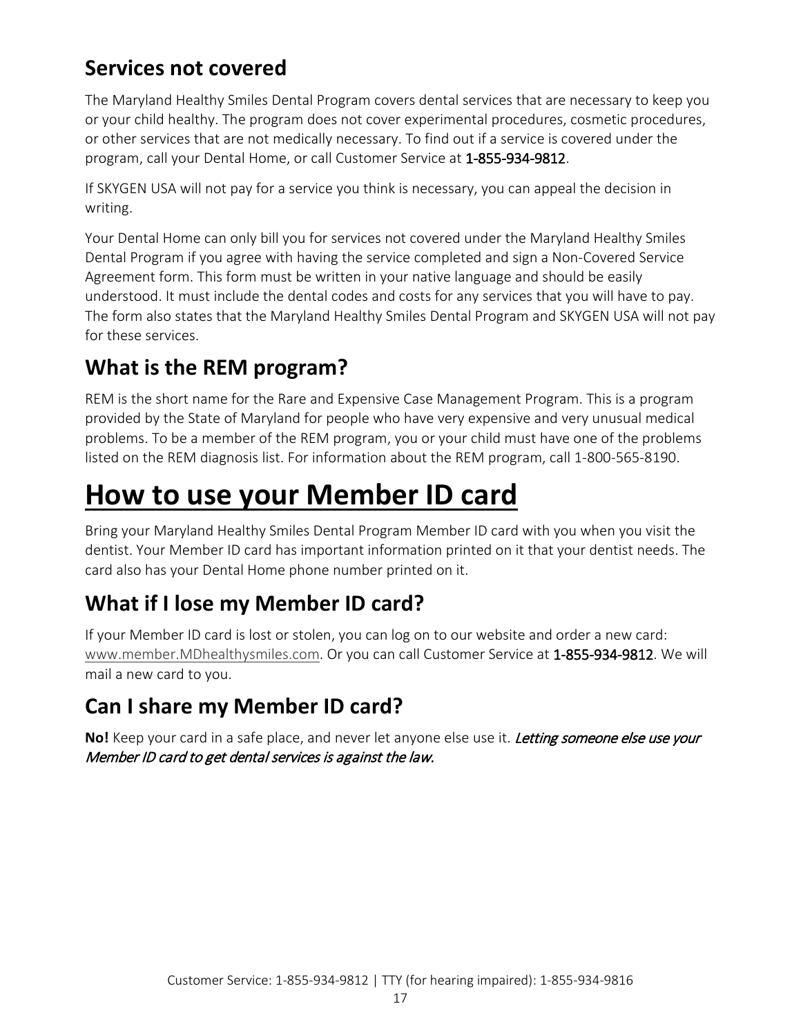## Services not covered

The Maryland Healthy Smiles Dental Program covers dental services that are necessary to keep you or your child healthy. The program does not cover experimental procedures, cosmetic procedures, or other services that are not medically necessary. To find out if a service is covered under the program, call your Dental Home, or call Customer Service at 1-855-934-9812.

If SKYGEN USA will not pay for a service you think is necessary, you can appeal the decision in writing.

Your Dental Home can only bill you for services not covered under the Maryland Healthy Smiles Dental Program if you agree with having the service completed and sign a Non-Covered Service Agreement form. This form must be written in your native language and should be easily understood. It must include the dental codes and costs for any services that you will have to pay. The form also states that the Maryland Healthy Smiles Dental Program and SKYGEN USA will not pay for these services.

## What is the REM program?

REM is the short name for the Rare and Expensive Case Management Program. This is a program provided by the State of Maryland for people who have very expensive and very unusual medical problems. To be a member of the REM program, you or your child must have one of the problems listed on the REM diagnosis list. For information about the REM program, call 1-800-565-8190.

# How to use your Member ID card

Bring your Maryland Healthy Smiles Dental Program Member ID card with you when you visit the dentist. Your Member ID card has important information printed on it that your dentist needs. The card also has your Dental Home phone number printed on it.

## What if I lose my Member ID card?

If your Member ID card is lost or stolen, you can log on to our website and order a new card: www.member.MDhealthysmiles.com. Or you can call Customer Service at 1-855-934-9812. We will mail a new card to you.

## Can I share my Member ID card?

**No!** Keep your card in a safe place, and never let anyone else use it. *Letting someone else use your Member ID card to get dental services is against the law.*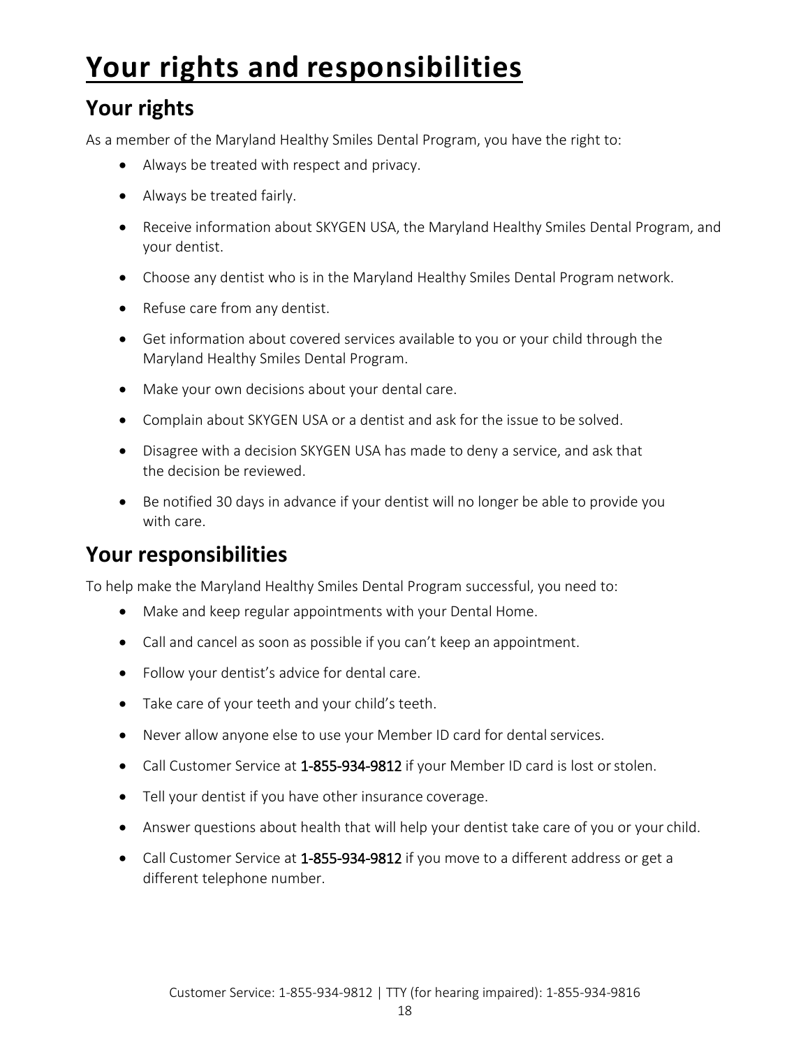# Your rights and responsibilities

## Your rights

As a member of the Maryland Healthy Smiles Dental Program, you have the right to:

- Always be treated with respect and privacy.
- Always be treated fairly.
- Receive information about SKYGEN USA, the Maryland Healthy Smiles Dental Program, and your dentist.
- Choose any dentist who is in the Maryland Healthy Smiles Dental Program network.
- Refuse care from any dentist.
- Get information about covered services available to you or your child through the Maryland Healthy Smiles Dental Program.
- Make your own decisions about your dental care.
- Complain about SKYGEN USA or a dentist and ask for the issue to be solved.
- Disagree with a decision SKYGEN USA has made to deny a service, and ask that the decision be reviewed.
- Be notified 30 days in advance if your dentist will no longer be able to provide you with care.

## Your responsibilities

To help make the Maryland Healthy Smiles Dental Program successful, you need to:

- Make and keep regular appointments with your Dental Home.
- Call and cancel as soon as possible if you can't keep an appointment.
- Follow your dentist's advice for dental care.
- Take care of your teeth and your child's teeth.
- Never allow anyone else to use your Member ID card for dental services.
- Call Customer Service at 1-855-934-9812 if your Member ID card is lost or stolen.
- Tell your dentist if you have other insurance coverage.
- Answer questions about health that will help your dentist take care of you or your child.
- Call Customer Service at 1-855-934-9812 if you move to a different address or get a different telephone number.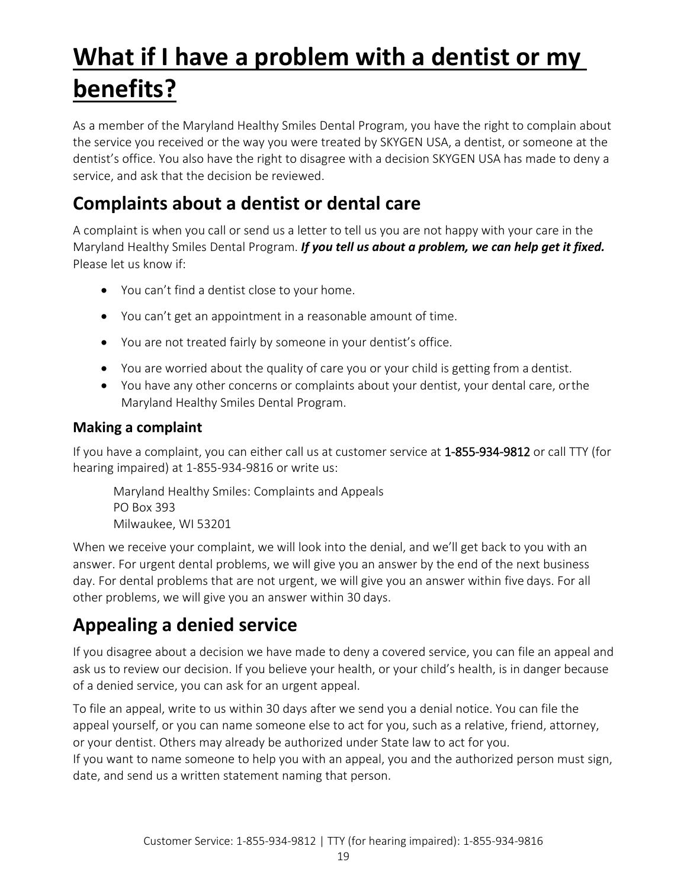# What if I have a problem with a dentist or my benefits?

As a member of the Maryland Healthy Smiles Dental Program, you have the right to complain about the service you received or the way you were treated by SKYGEN USA, a dentist, or someone at the dentist's office. You also have the right to disagree with a decision SKYGEN USA has made to deny a service, and ask that the decision be reviewed.

## Complaints about a dentist or dental care

A complaint is when you call or send us a letter to tell us you are not happy with your care in the Maryland Healthy Smiles Dental Program. ***If you tell us about a problem, we can help get it fixed.*** Please let us know if:

- You can't find a dentist close to your home.
- You can't get an appointment in a reasonable amount of time.
- You are not treated fairly by someone in your dentist's office.
- You are worried about the quality of care you or your child is getting from a dentist.
- You have any other concerns or complaints about your dentist, your dental care, or the Maryland Healthy Smiles Dental Program.

### Making a complaint

If you have a complaint, you can either call us at customer service at 1-855-934-9812 or call TTY (for hearing impaired) at 1-855-934-9816 or write us:

Maryland Healthy Smiles: Complaints and Appeals
PO Box 393
Milwaukee, WI 53201

When we receive your complaint, we will look into the denial, and we'll get back to you with an answer. For urgent dental problems, we will give you an answer by the end of the next business day. For dental problems that are not urgent, we will give you an answer within five days. For all other problems, we will give you an answer within 30 days.

## Appealing a denied service

If you disagree about a decision we have made to deny a covered service, you can file an appeal and ask us to review our decision. If you believe your health, or your child's health, is in danger because of a denied service, you can ask for an urgent appeal.

To file an appeal, write to us within 30 days after we send you a denial notice. You can file the appeal yourself, or you can name someone else to act for you, such as a relative, friend, attorney, or your dentist. Others may already be authorized under State law to act for you.
If you want to name someone to help you with an appeal, you and the authorized person must sign, date, and send us a written statement naming that person.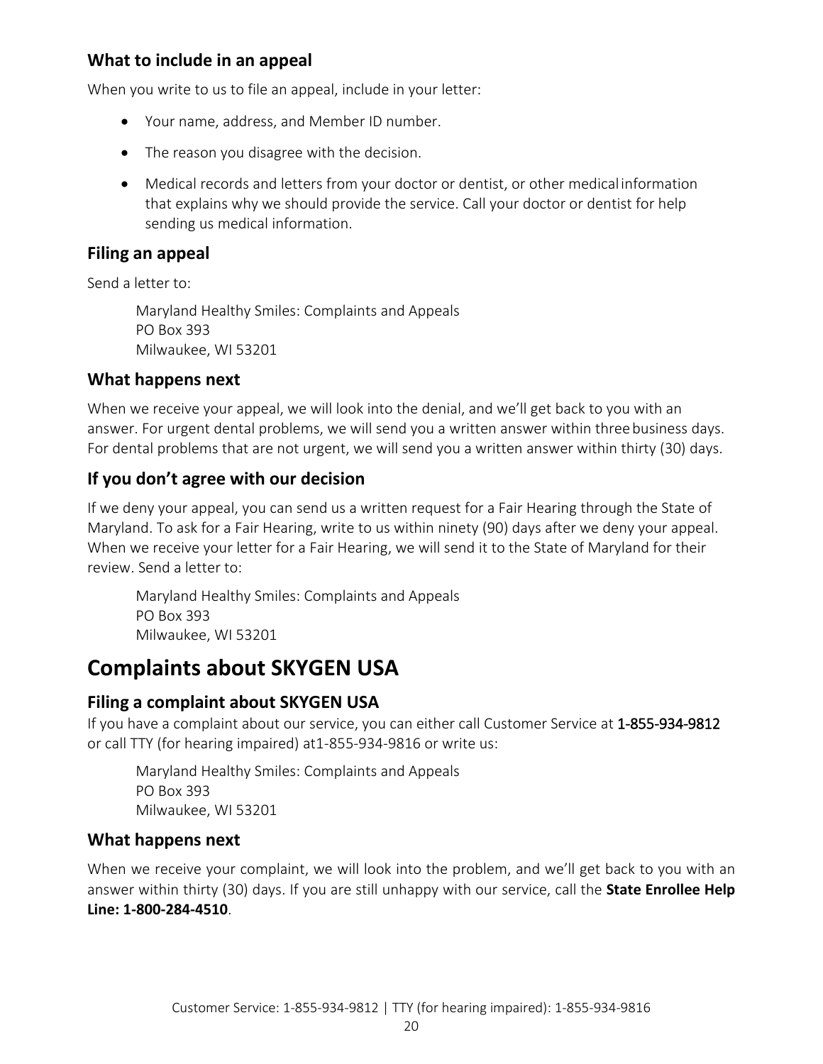### What to include in an appeal

When you write to us to file an appeal, include in your letter:

- Your name, address, and Member ID number.
- The reason you disagree with the decision.
- Medical records and letters from your doctor or dentist, or other medical information that explains why we should provide the service. Call your doctor or dentist for help sending us medical information.

### Filing an appeal

Send a letter to:

Maryland Healthy Smiles: Complaints and Appeals
PO Box 393
Milwaukee, WI 53201

### What happens next

When we receive your appeal, we will look into the denial, and we'll get back to you with an answer. For urgent dental problems, we will send you a written answer within three business days. For dental problems that are not urgent, we will send you a written answer within thirty (30) days.

### If you don't agree with our decision

If we deny your appeal, you can send us a written request for a Fair Hearing through the State of Maryland. To ask for a Fair Hearing, write to us within ninety (90) days after we deny your appeal. When we receive your letter for a Fair Hearing, we will send it to the State of Maryland for their review. Send a letter to:

Maryland Healthy Smiles: Complaints and Appeals
PO Box 393
Milwaukee, WI 53201

## Complaints about SKYGEN USA

### Filing a complaint about SKYGEN USA

If you have a complaint about our service, you can either call Customer Service at 1-855-934-9812 or call TTY (for hearing impaired) at1-855-934-9816 or write us:

Maryland Healthy Smiles: Complaints and Appeals
PO Box 393
Milwaukee, WI 53201

### What happens next

When we receive your complaint, we will look into the problem, and we'll get back to you with an answer within thirty (30) days. If you are still unhappy with our service, call the **State Enrollee Help Line: 1-800-284-4510**.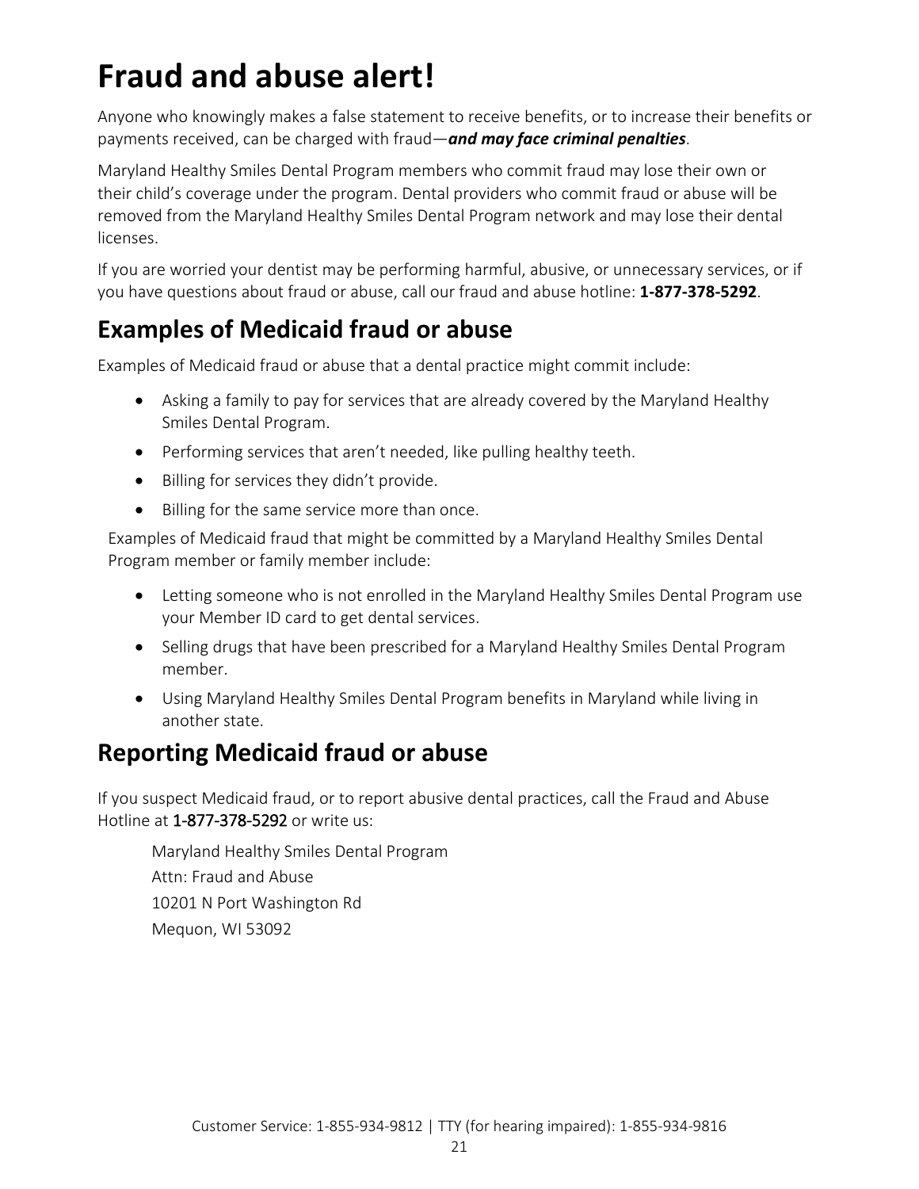# Fraud and abuse alert!

Anyone who knowingly makes a false statement to receive benefits, or to increase their benefits or payments received, can be charged with fraud—***and may face criminal penalties***.

Maryland Healthy Smiles Dental Program members who commit fraud may lose their own or their child's coverage under the program. Dental providers who commit fraud or abuse will be removed from the Maryland Healthy Smiles Dental Program network and may lose their dental licenses.

If you are worried your dentist may be performing harmful, abusive, or unnecessary services, or if you have questions about fraud or abuse, call our fraud and abuse hotline: **1-877-378-5292**.

## Examples of Medicaid fraud or abuse

Examples of Medicaid fraud or abuse that a dental practice might commit include:

- Asking a family to pay for services that are already covered by the Maryland Healthy Smiles Dental Program.
- Performing services that aren't needed, like pulling healthy teeth.
- Billing for services they didn't provide.
- Billing for the same service more than once.

Examples of Medicaid fraud that might be committed by a Maryland Healthy Smiles Dental Program member or family member include:

- Letting someone who is not enrolled in the Maryland Healthy Smiles Dental Program use your Member ID card to get dental services.
- Selling drugs that have been prescribed for a Maryland Healthy Smiles Dental Program member.
- Using Maryland Healthy Smiles Dental Program benefits in Maryland while living in another state.

## Reporting Medicaid fraud or abuse

If you suspect Medicaid fraud, or to report abusive dental practices, call the Fraud and Abuse Hotline at 1-877-378-5292 or write us:

Maryland Healthy Smiles Dental Program
Attn: Fraud and Abuse
10201 N Port Washington Rd
Mequon, WI 53092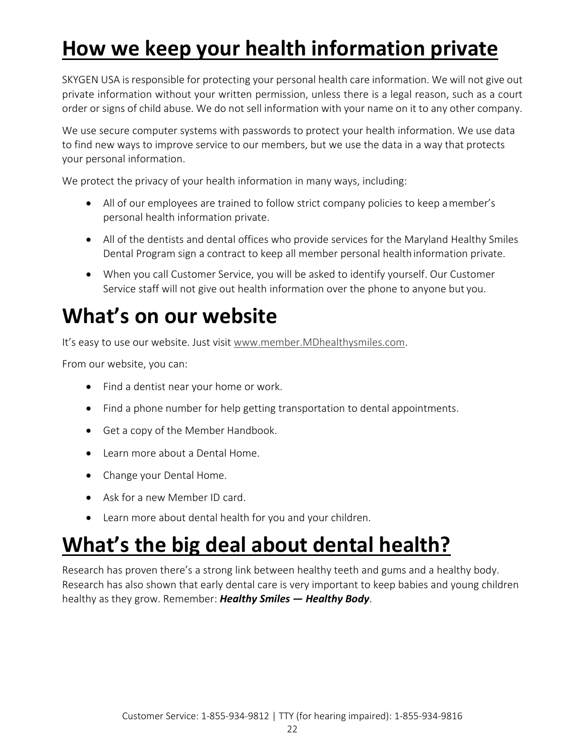# How we keep your health information private

SKYGEN USA is responsible for protecting your personal health care information. We will not give out private information without your written permission, unless there is a legal reason, such as a court order or signs of child abuse. We do not sell information with your name on it to any other company.

We use secure computer systems with passwords to protect your health information. We use data to find new ways to improve service to our members, but we use the data in a way that protects your personal information.

We protect the privacy of your health information in many ways, including:

- All of our employees are trained to follow strict company policies to keep a member's personal health information private.
- All of the dentists and dental offices who provide services for the Maryland Healthy Smiles Dental Program sign a contract to keep all member personal health information private.
- When you call Customer Service, you will be asked to identify yourself. Our Customer Service staff will not give out health information over the phone to anyone but you.

# What's on our website

It's easy to use our website. Just visit www.member.MDhealthysmiles.com.

From our website, you can:

- Find a dentist near your home or work.
- Find a phone number for help getting transportation to dental appointments.
- Get a copy of the Member Handbook.
- Learn more about a Dental Home.
- Change your Dental Home.
- Ask for a new Member ID card.
- Learn more about dental health for you and your children.

# What's the big deal about dental health?

Research has proven there's a strong link between healthy teeth and gums and a healthy body. Research has also shown that early dental care is very important to keep babies and young children healthy as they grow. Remember: ***Healthy Smiles — Healthy Body***.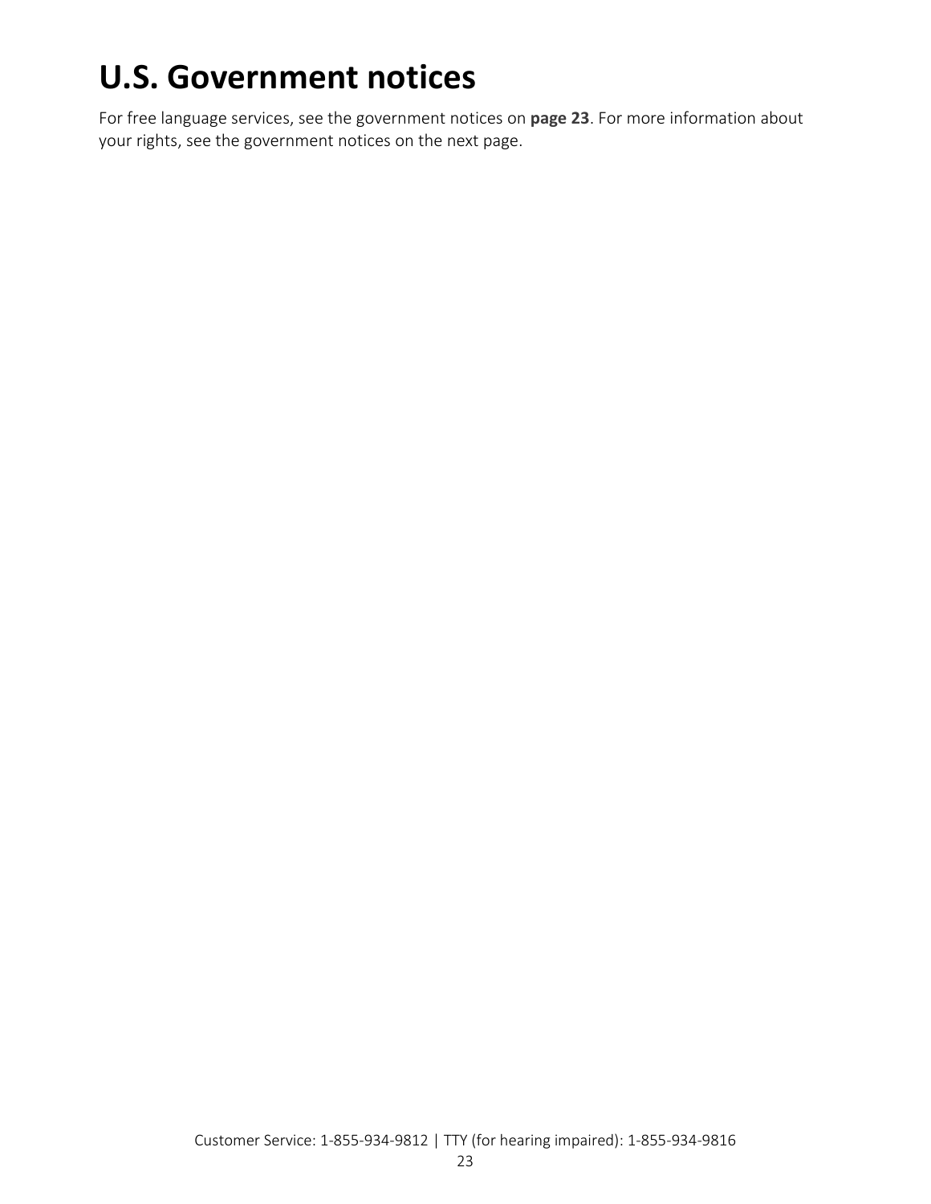# U.S. Government notices

For free language services, see the government notices on **page 23**. For more information about your rights, see the government notices on the next page.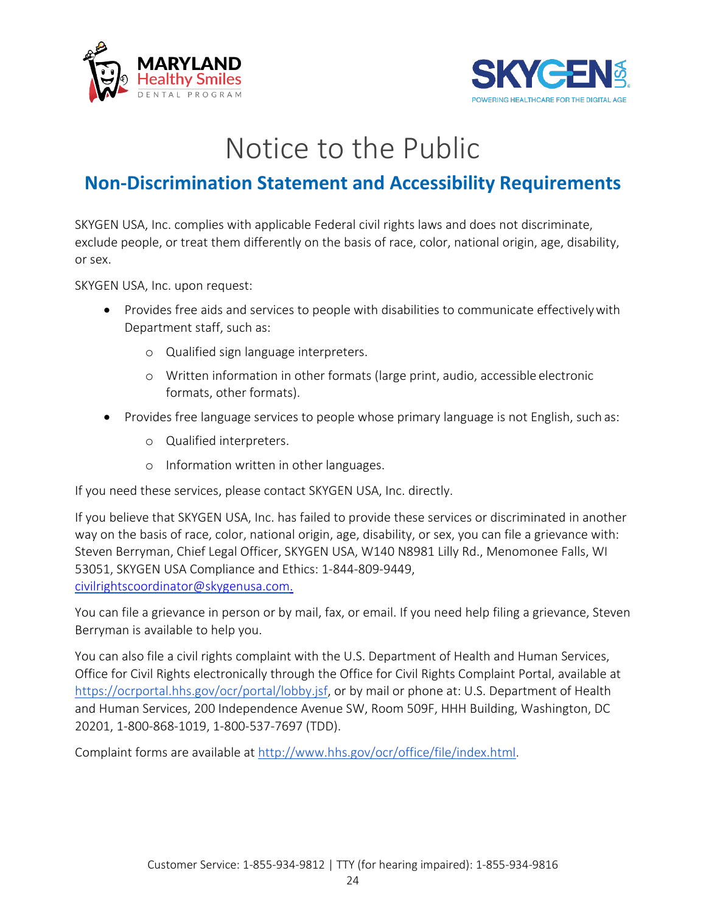# Notice to the Public

## Non-Discrimination Statement and Accessibility Requirements

SKYGEN USA, Inc. complies with applicable Federal civil rights laws and does not discriminate, exclude people, or treat them differently on the basis of race, color, national origin, age, disability, or sex.

SKYGEN USA, Inc. upon request:

- Provides free aids and services to people with disabilities to communicate effectively with Department staff, such as:
  - Qualified sign language interpreters.
  - Written information in other formats (large print, audio, accessible electronic formats, other formats).
- Provides free language services to people whose primary language is not English, such as:
  - Qualified interpreters.
  - Information written in other languages.

If you need these services, please contact SKYGEN USA, Inc. directly.

If you believe that SKYGEN USA, Inc. has failed to provide these services or discriminated in another way on the basis of race, color, national origin, age, disability, or sex, you can file a grievance with: Steven Berryman, Chief Legal Officer, SKYGEN USA, W140 N8981 Lilly Rd., Menomonee Falls, WI 53051, SKYGEN USA Compliance and Ethics: 1-844-809-9449, civilrightscoordinator@skygenusa.com.

You can file a grievance in person or by mail, fax, or email. If you need help filing a grievance, Steven Berryman is available to help you.

You can also file a civil rights complaint with the U.S. Department of Health and Human Services, Office for Civil Rights electronically through the Office for Civil Rights Complaint Portal, available at https://ocrportal.hhs.gov/ocr/portal/lobby.jsf, or by mail or phone at: U.S. Department of Health and Human Services, 200 Independence Avenue SW, Room 509F, HHH Building, Washington, DC 20201, 1-800-868-1019, 1-800-537-7697 (TDD).

Complaint forms are available at http://www.hhs.gov/ocr/office/file/index.html.

Customer Service: 1-855-934-9812 | TTY (for hearing impaired): 1-855-934-9816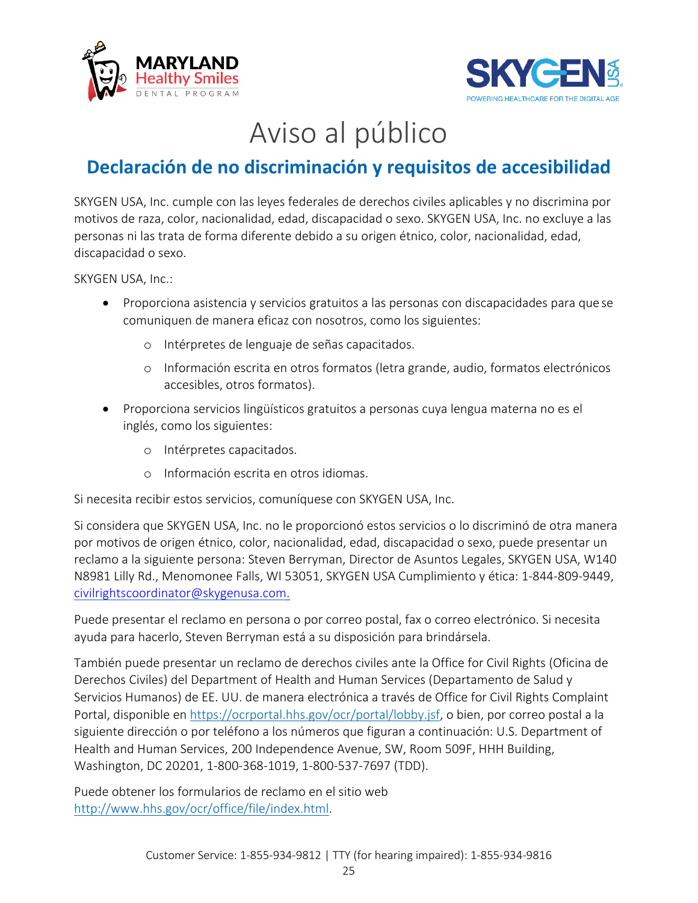# Aviso al público

## Declaración de no discriminación y requisitos de accesibilidad

SKYGEN USA, Inc. cumple con las leyes federales de derechos civiles aplicables y no discrimina por motivos de raza, color, nacionalidad, edad, discapacidad o sexo. SKYGEN USA, Inc. no excluye a las personas ni las trata de forma diferente debido a su origen étnico, color, nacionalidad, edad, discapacidad o sexo.

SKYGEN USA, Inc.:

- Proporciona asistencia y servicios gratuitos a las personas con discapacidades para que se comuniquen de manera eficaz con nosotros, como los siguientes:
  - Intérpretes de lenguaje de señas capacitados.
  - Información escrita en otros formatos (letra grande, audio, formatos electrónicos accesibles, otros formatos).
- Proporciona servicios lingüísticos gratuitos a personas cuya lengua materna no es el inglés, como los siguientes:
  - Intérpretes capacitados.
  - Información escrita en otros idiomas.

Si necesita recibir estos servicios, comuníquese con SKYGEN USA, Inc.

Si considera que SKYGEN USA, Inc. no le proporcionó estos servicios o lo discriminó de otra manera por motivos de origen étnico, color, nacionalidad, edad, discapacidad o sexo, puede presentar un reclamo a la siguiente persona: Steven Berryman, Director de Asuntos Legales, SKYGEN USA, W140 N8981 Lilly Rd., Menomonee Falls, WI 53051, SKYGEN USA Cumplimiento y ética: 1-844-809-9449, civilrightscoordinator@skygenusa.com.

Puede presentar el reclamo en persona o por correo postal, fax o correo electrónico. Si necesita ayuda para hacerlo, Steven Berryman está a su disposición para brindársela.

También puede presentar un reclamo de derechos civiles ante la Office for Civil Rights (Oficina de Derechos Civiles) del Department of Health and Human Services (Departamento de Salud y Servicios Humanos) de EE. UU. de manera electrónica a través de Office for Civil Rights Complaint Portal, disponible en https://ocrportal.hhs.gov/ocr/portal/lobby.jsf, o bien, por correo postal a la siguiente dirección o por teléfono a los números que figuran a continuación: U.S. Department of Health and Human Services, 200 Independence Avenue, SW, Room 509F, HHH Building, Washington, DC 20201, 1-800-368-1019, 1-800-537-7697 (TDD).

Puede obtener los formularios de reclamo en el sitio web http://www.hhs.gov/ocr/office/file/index.html.

Customer Service: 1-855-934-9812 | TTY (for hearing impaired): 1-855-934-9816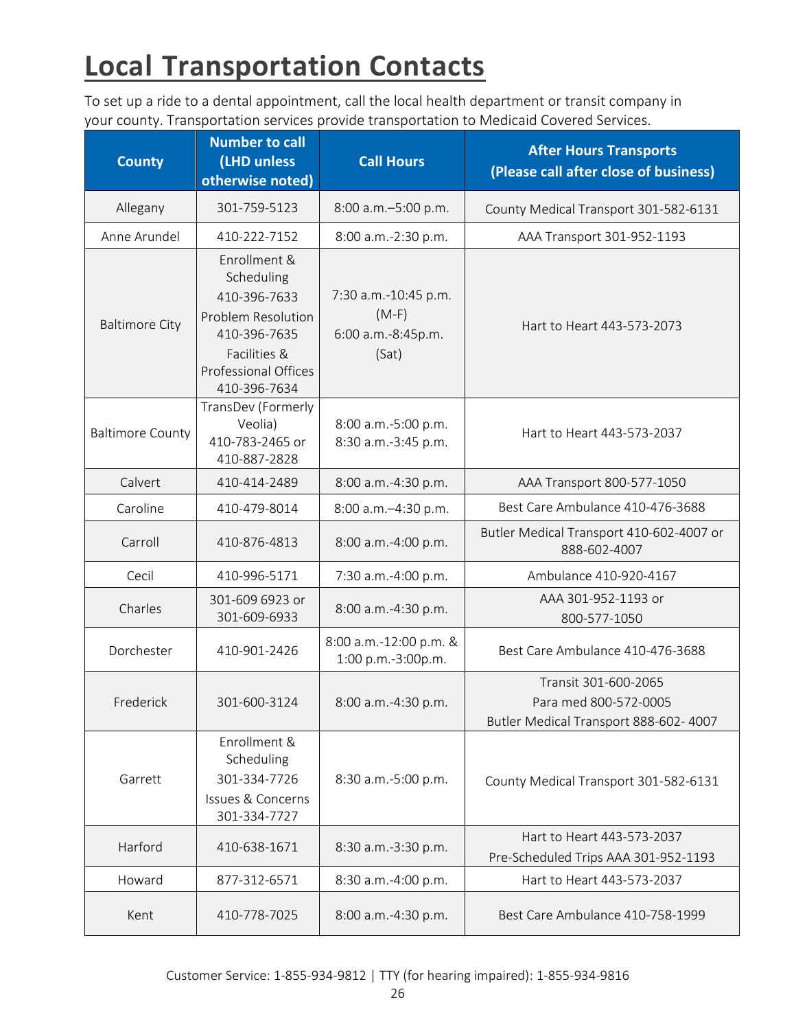# Local Transportation Contacts

To set up a ride to a dental appointment, call the local health department or transit company in your county. Transportation services provide transportation to Medicaid Covered Services.

| County | Number to call (LHD unless otherwise noted) | Call Hours | After Hours Transports (Please call after close of business) |
|---|---|---|---|
| Allegany | 301-759-5123 | 8:00 a.m.–5:00 p.m. | County Medical Transport 301-582-6131 |
| Anne Arundel | 410-222-7152 | 8:00 a.m.-2:30 p.m. | AAA Transport 301-952-1193 |
| Baltimore City | Enrollment & Scheduling 410-396-7633 Problem Resolution 410-396-7635 Facilities & Professional Offices 410-396-7634 | 7:30 a.m.-10:45 p.m. (M-F) 6:00 a.m.-8:45p.m. (Sat) | Hart to Heart 443-573-2073 |
| Baltimore County | TransDev (Formerly Veolia) 410-783-2465 or 410-887-2828 | 8:00 a.m.-5:00 p.m. 8:30 a.m.-3:45 p.m. | Hart to Heart 443-573-2037 |
| Calvert | 410-414-2489 | 8:00 a.m.-4:30 p.m. | AAA Transport 800-577-1050 |
| Caroline | 410-479-8014 | 8:00 a.m.–4:30 p.m. | Best Care Ambulance 410-476-3688 |
| Carroll | 410-876-4813 | 8:00 a.m.-4:00 p.m. | Butler Medical Transport 410-602-4007 or 888-602-4007 |
| Cecil | 410-996-5171 | 7:30 a.m.-4:00 p.m. | Ambulance 410-920-4167 |
| Charles | 301-609 6923 or 301-609-6933 | 8:00 a.m.-4:30 p.m. | AAA 301-952-1193 or 800-577-1050 |
| Dorchester | 410-901-2426 | 8:00 a.m.-12:00 p.m. & 1:00 p.m.-3:00p.m. | Best Care Ambulance 410-476-3688 |
| Frederick | 301-600-3124 | 8:00 a.m.-4:30 p.m. | Transit 301-600-2065 Para med 800-572-0005 Butler Medical Transport 888-602- 4007 |
| Garrett | Enrollment & Scheduling 301-334-7726 Issues & Concerns 301-334-7727 | 8:30 a.m.-5:00 p.m. | County Medical Transport 301-582-6131 |
| Harford | 410-638-1671 | 8:30 a.m.-3:30 p.m. | Hart to Heart 443-573-2037 Pre-Scheduled Trips AAA 301-952-1193 |
| Howard | 877-312-6571 | 8:30 a.m.-4:00 p.m. | Hart to Heart 443-573-2037 |
| Kent | 410-778-7025 | 8:00 a.m.-4:30 p.m. | Best Care Ambulance 410-758-1999 |

Customer Service: 1-855-934-9812 | TTY (for hearing impaired): 1-855-934-9816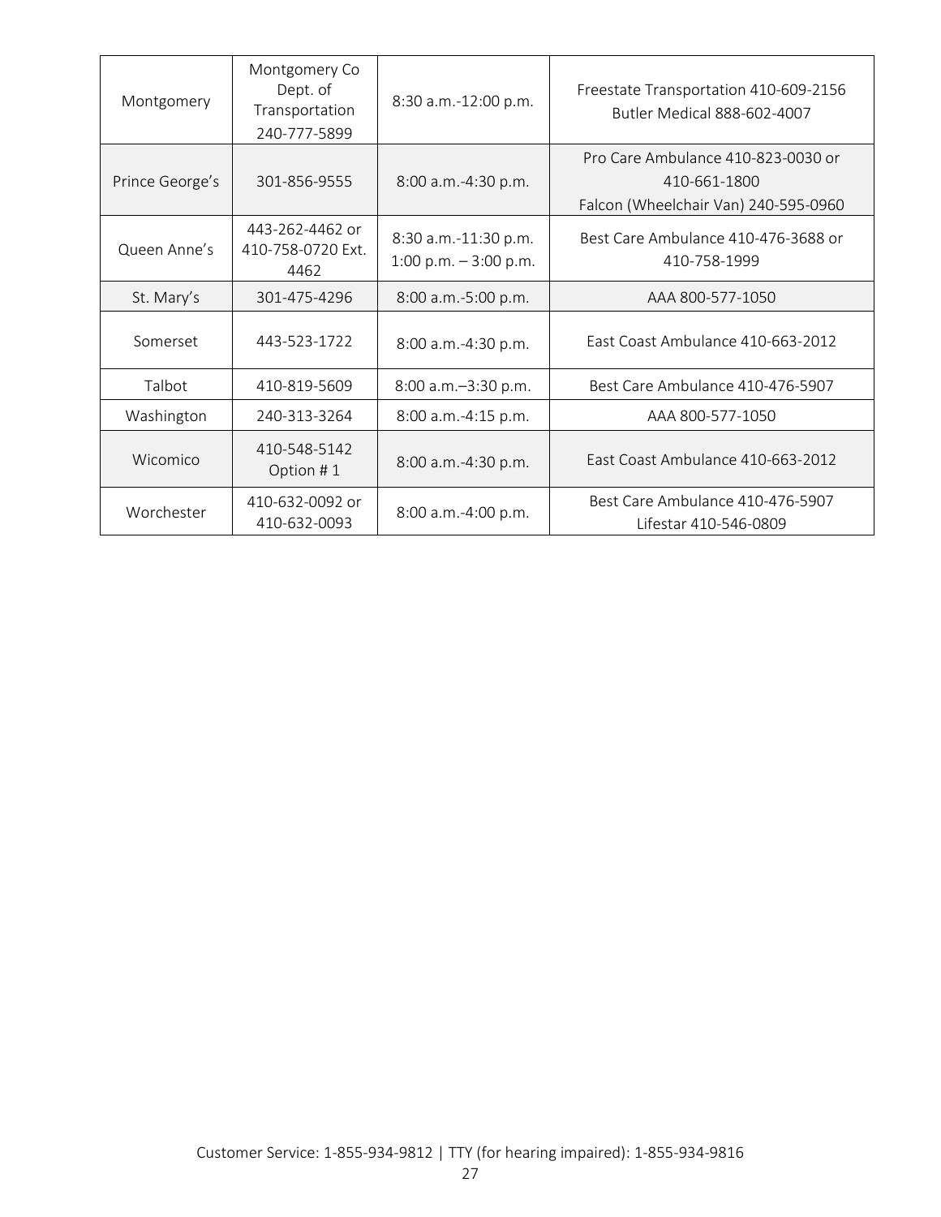| Montgomery | Montgomery Co Dept. of Transportation 240-777-5899 | 8:30 a.m.-12:00 p.m. | Freestate Transportation 410-609-2156<br>Butler Medical 888-602-4007 |
|---|---|---|---|
| Prince George's | 301-856-9555 | 8:00 a.m.-4:30 p.m. | Pro Care Ambulance 410-823-0030 or 410-661-1800<br>Falcon (Wheelchair Van) 240-595-0960 |
| Queen Anne's | 443-262-4462 or 410-758-0720 Ext. 4462 | 8:30 a.m.-11:30 p.m.<br>1:00 p.m. – 3:00 p.m. | Best Care Ambulance 410-476-3688 or 410-758-1999 |
| St. Mary's | 301-475-4296 | 8:00 a.m.-5:00 p.m. | AAA 800-577-1050 |
| Somerset | 443-523-1722 | 8:00 a.m.-4:30 p.m. | East Coast Ambulance 410-663-2012 |
| Talbot | 410-819-5609 | 8:00 a.m.–3:30 p.m. | Best Care Ambulance 410-476-5907 |
| Washington | 240-313-3264 | 8:00 a.m.-4:15 p.m. | AAA 800-577-1050 |
| Wicomico | 410-548-5142 Option # 1 | 8:00 a.m.-4:30 p.m. | East Coast Ambulance 410-663-2012 |
| Worchester | 410-632-0092 or 410-632-0093 | 8:00 a.m.-4:00 p.m. | Best Care Ambulance 410-476-5907<br>Lifestar 410-546-0809 |

Customer Service: 1-855-934-9812 | TTY (for hearing impaired): 1-855-934-9816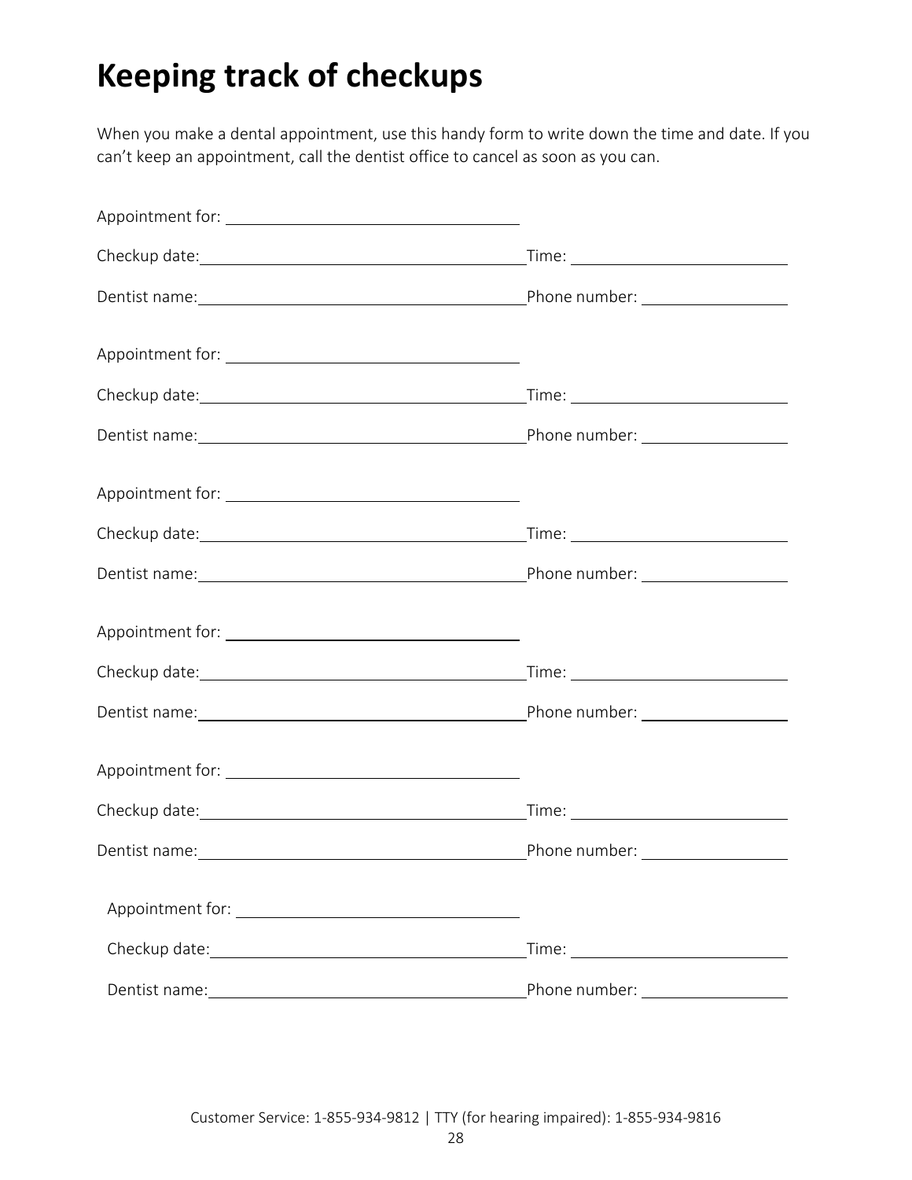# Keeping track of checkups

When you make a dental appointment, use this handy form to write down the time and date. If you can't keep an appointment, call the dentist office to cancel as soon as you can.

Appointment for: ______________________________

Checkup date: ______________________________ Time: ____________________

Dentist name: ______________________________ Phone number: ______________

Appointment for: ______________________________

Checkup date: ______________________________ Time: ____________________

Dentist name: ______________________________ Phone number: ______________

Appointment for: ______________________________

Checkup date: ______________________________ Time: ____________________

Dentist name: ______________________________ Phone number: ______________

Appointment for: ______________________________

Checkup date: ______________________________ Time: ____________________

Dentist name: ______________________________ Phone number: ______________

Appointment for: ______________________________

Checkup date: ______________________________ Time: ____________________

Dentist name: ______________________________ Phone number: ______________

Appointment for: ______________________________

Checkup date: ______________________________ Time: ____________________

Dentist name: ______________________________ Phone number: ______________

Customer Service: 1-855-934-9812 | TTY (for hearing impaired): 1-855-934-9816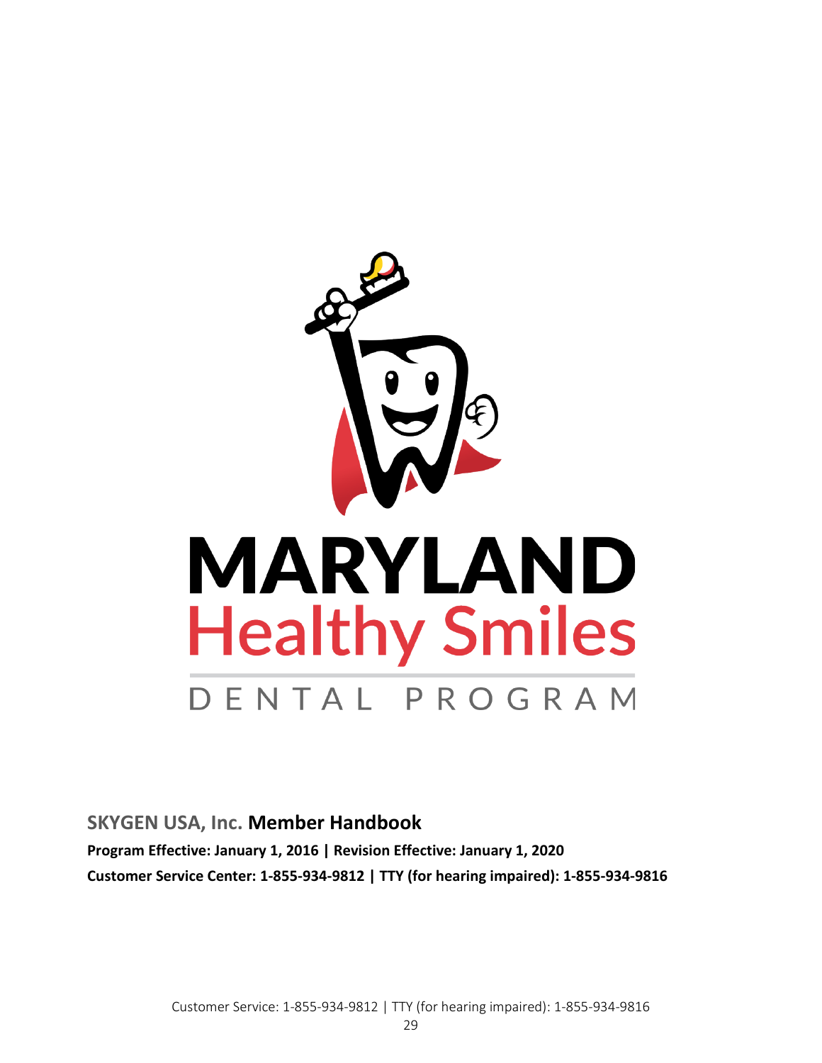MARYLAND

Healthy Smiles

DENTAL PROGRAM

**SKYGEN USA, Inc. Member Handbook**

**Program Effective: January 1, 2016 | Revision Effective: January 1, 2020**

**Customer Service Center: 1-855-934-9812 | TTY (for hearing impaired): 1-855-934-9816**